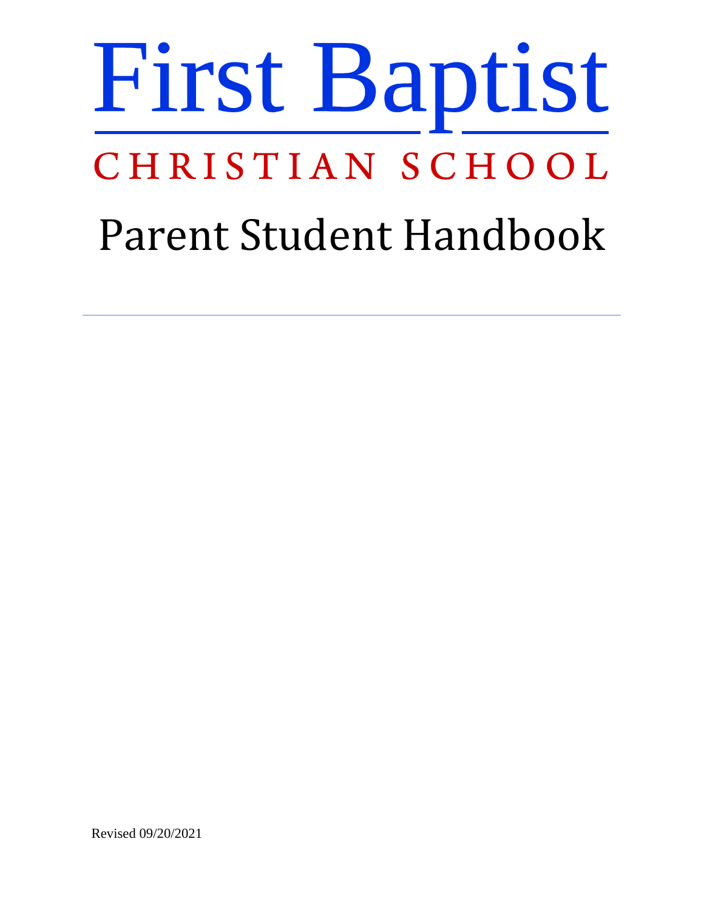# First Baptist

## CHRISTIAN SCHOOL

# Parent Student Handbook

---

Revised 09/20/2021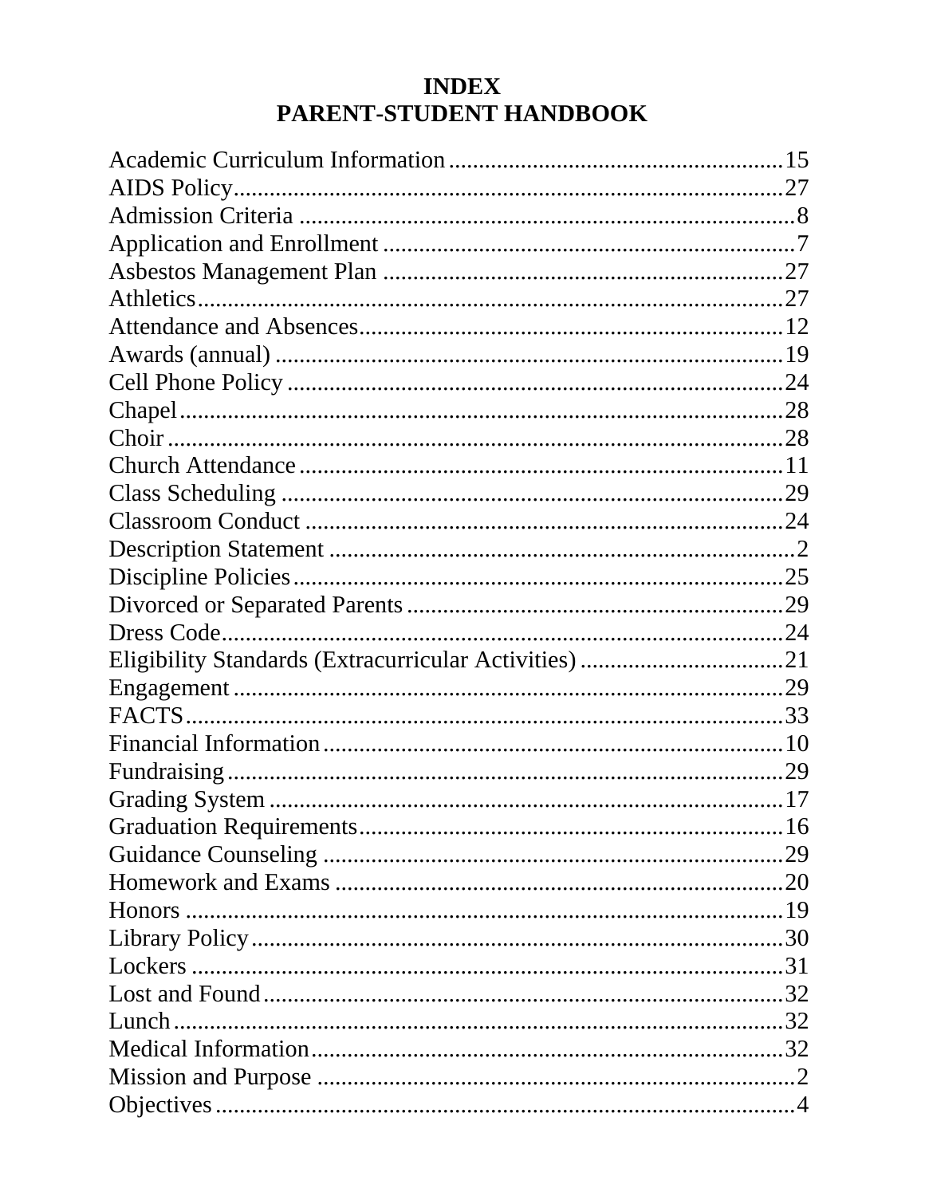# INDEX
# PARENT-STUDENT HANDBOOK

Academic Curriculum Information........................................................15
AIDS Policy...........................................................................................27
Admission Criteria ..................................................................................8
Application and Enrollment ....................................................................7
Asbestos Management Plan ...................................................................27
Athletics.................................................................................................27
Attendance and Absences.......................................................................12
Awards (annual) .....................................................................................19
Cell Phone Policy ...................................................................................24
Chapel....................................................................................................28
Choir ......................................................................................................28
Church Attendance .................................................................................11
Class Scheduling ....................................................................................29
Classroom Conduct ................................................................................24
Description Statement ..............................................................................2
Discipline Policies..................................................................................25
Divorced or Separated Parents ...............................................................29
Dress Code..............................................................................................24
Eligibility Standards (Extracurricular Activities) .................................21
Engagement ............................................................................................29
FACTS....................................................................................................33
Financial Information .............................................................................10
Fundraising .............................................................................................29
Grading System ......................................................................................17
Graduation Requirements.......................................................................16
Guidance Counseling .............................................................................29
Homework and Exams ...........................................................................20
Honors ....................................................................................................19
Library Policy.........................................................................................30
Lockers ...................................................................................................31
Lost and Found.......................................................................................32
Lunch......................................................................................................32
Medical Information...............................................................................32
Mission and Purpose ................................................................................2
Objectives ................................................................................................4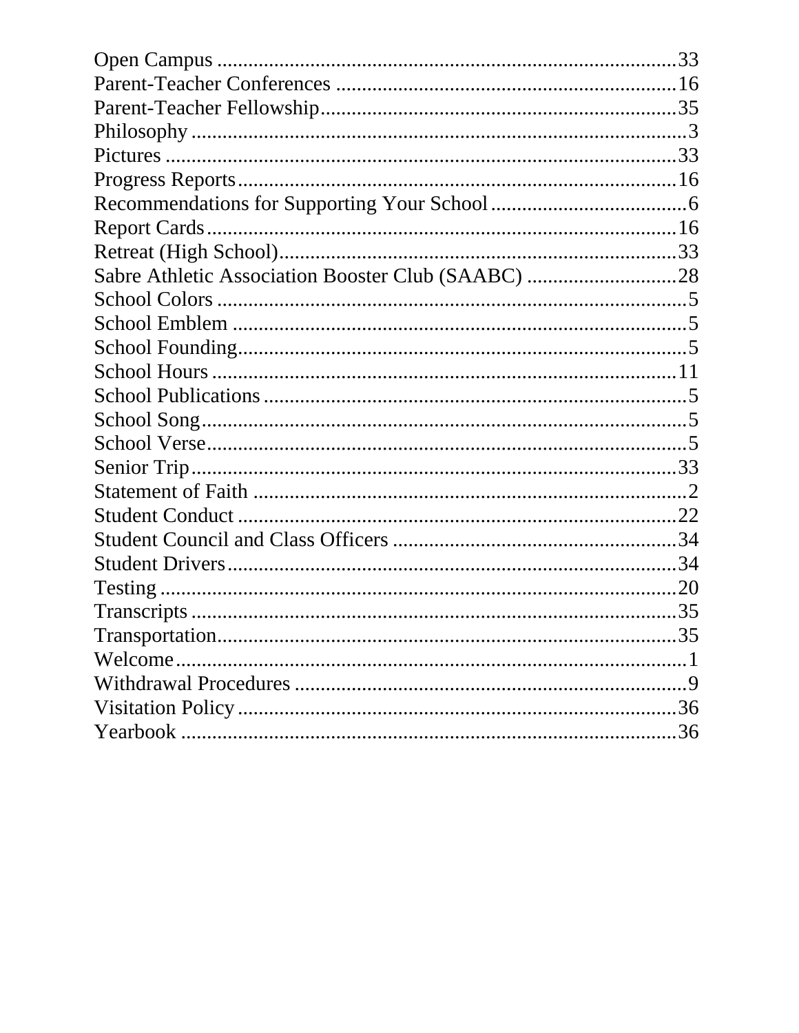Open Campus ........................................................................................33
Parent-Teacher Conferences ..................................................................16
Parent-Teacher Fellowship.....................................................................35
Philosophy ................................................................................................3
Pictures ...................................................................................................33
Progress Reports.....................................................................................16
Recommendations for Supporting Your School......................................6
Report Cards...........................................................................................16
Retreat (High School).............................................................................33
Sabre Athletic Association Booster Club (SAABC) .............................28
School Colors ...........................................................................................5
School Emblem ........................................................................................5
School Founding.......................................................................................5
School Hours ..........................................................................................11
School Publications ..................................................................................5
School Song..............................................................................................5
School Verse.............................................................................................5
Senior Trip..............................................................................................33
Statement of Faith ....................................................................................2
Student Conduct .....................................................................................22
Student Council and Class Officers .......................................................34
Student Drivers.......................................................................................34
Testing ....................................................................................................20
Transcripts ..............................................................................................35
Transportation.........................................................................................35
Welcome...................................................................................................1
Withdrawal Procedures ............................................................................9
Visitation Policy .....................................................................................36
Yearbook ................................................................................................36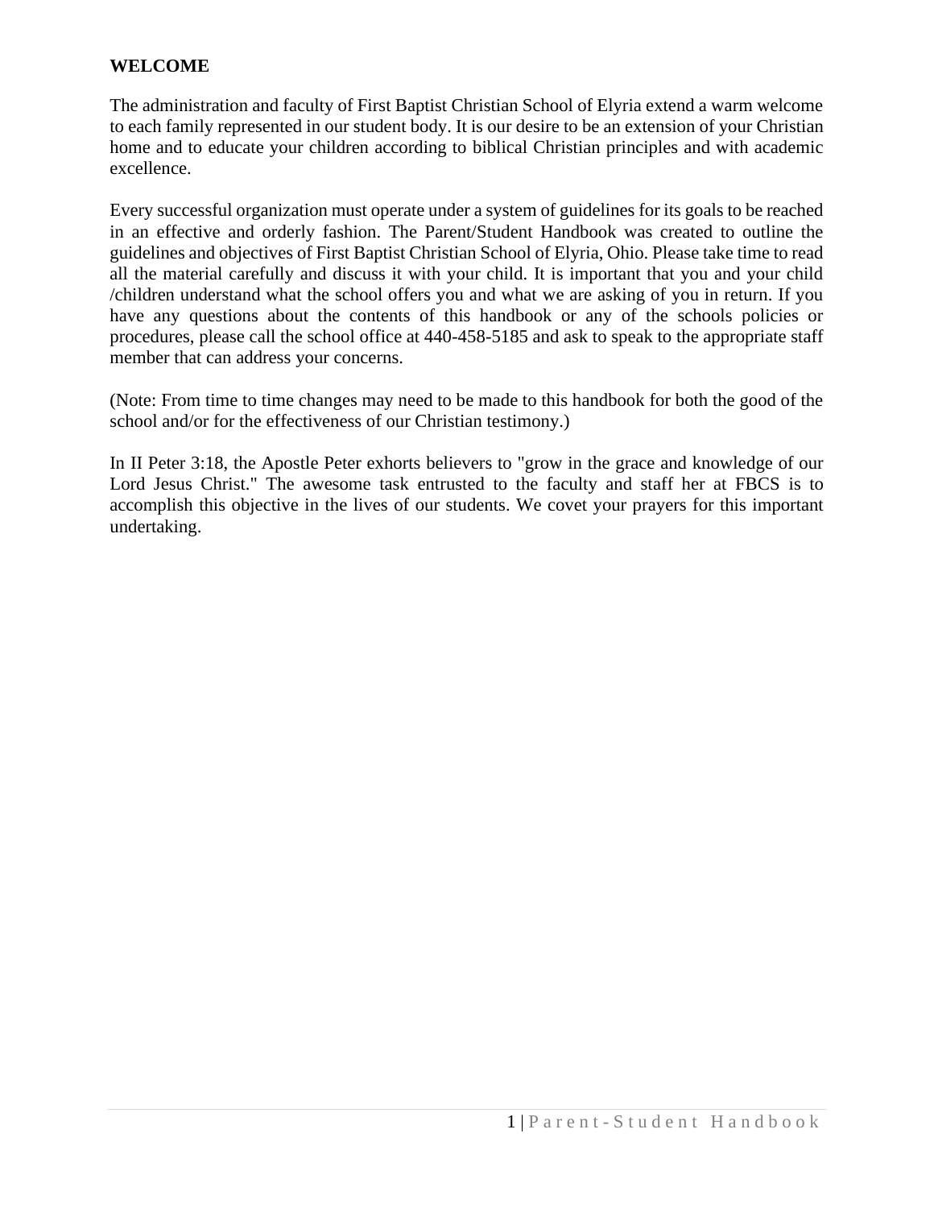**WELCOME**

The administration and faculty of First Baptist Christian School of Elyria extend a warm welcome to each family represented in our student body. It is our desire to be an extension of your Christian home and to educate your children according to biblical Christian principles and with academic excellence.

Every successful organization must operate under a system of guidelines for its goals to be reached in an effective and orderly fashion. The Parent/Student Handbook was created to outline the guidelines and objectives of First Baptist Christian School of Elyria, Ohio. Please take time to read all the material carefully and discuss it with your child. It is important that you and your child /children understand what the school offers you and what we are asking of you in return. If you have any questions about the contents of this handbook or any of the schools policies or procedures, please call the school office at 440-458-5185 and ask to speak to the appropriate staff member that can address your concerns.

(Note: From time to time changes may need to be made to this handbook for both the good of the school and/or for the effectiveness of our Christian testimony.)

In II Peter 3:18, the Apostle Peter exhorts believers to "grow in the grace and knowledge of our Lord Jesus Christ." The awesome task entrusted to the faculty and staff her at FBCS is to accomplish this objective in the lives of our students. We covet your prayers for this important undertaking.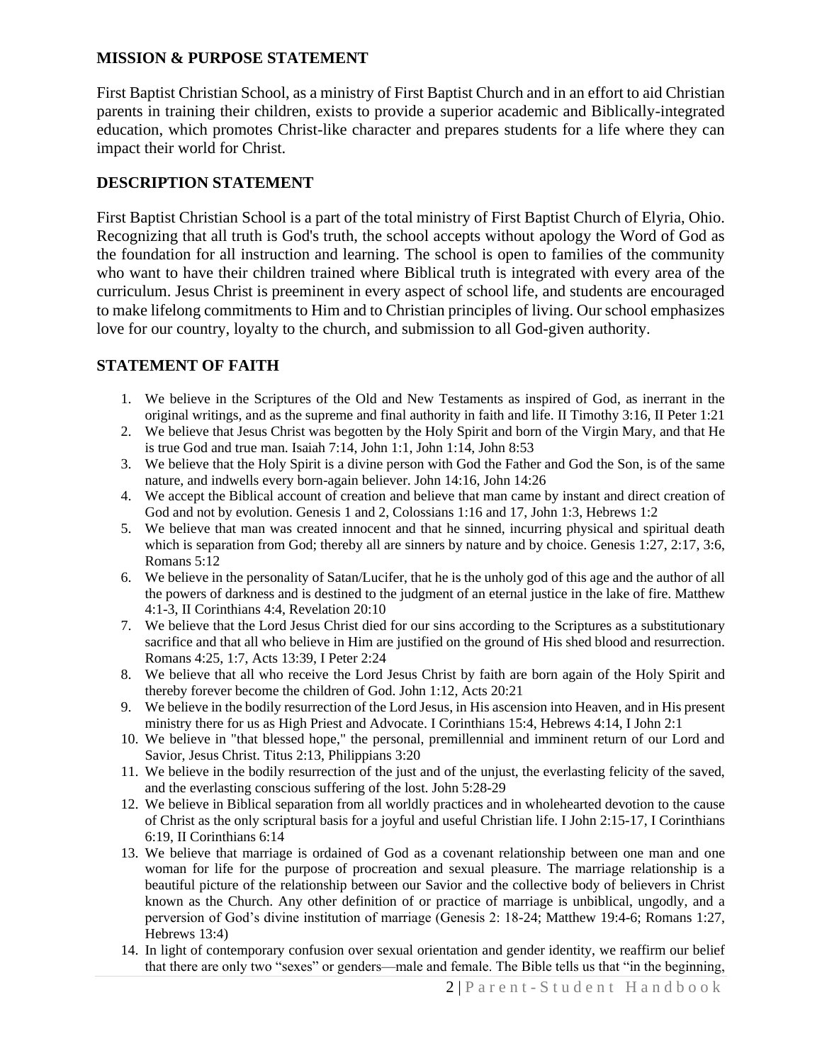## MISSION & PURPOSE STATEMENT

First Baptist Christian School, as a ministry of First Baptist Church and in an effort to aid Christian parents in training their children, exists to provide a superior academic and Biblically-integrated education, which promotes Christ-like character and prepares students for a life where they can impact their world for Christ.

## DESCRIPTION STATEMENT

First Baptist Christian School is a part of the total ministry of First Baptist Church of Elyria, Ohio. Recognizing that all truth is God's truth, the school accepts without apology the Word of God as the foundation for all instruction and learning. The school is open to families of the community who want to have their children trained where Biblical truth is integrated with every area of the curriculum. Jesus Christ is preeminent in every aspect of school life, and students are encouraged to make lifelong commitments to Him and to Christian principles of living. Our school emphasizes love for our country, loyalty to the church, and submission to all God-given authority.

## STATEMENT OF FAITH

1. We believe in the Scriptures of the Old and New Testaments as inspired of God, as inerrant in the original writings, and as the supreme and final authority in faith and life. II Timothy 3:16, II Peter 1:21
2. We believe that Jesus Christ was begotten by the Holy Spirit and born of the Virgin Mary, and that He is true God and true man. Isaiah 7:14, John 1:1, John 1:14, John 8:53
3. We believe that the Holy Spirit is a divine person with God the Father and God the Son, is of the same nature, and indwells every born-again believer. John 14:16, John 14:26
4. We accept the Biblical account of creation and believe that man came by instant and direct creation of God and not by evolution. Genesis 1 and 2, Colossians 1:16 and 17, John 1:3, Hebrews 1:2
5. We believe that man was created innocent and that he sinned, incurring physical and spiritual death which is separation from God; thereby all are sinners by nature and by choice. Genesis 1:27, 2:17, 3:6, Romans 5:12
6. We believe in the personality of Satan/Lucifer, that he is the unholy god of this age and the author of all the powers of darkness and is destined to the judgment of an eternal justice in the lake of fire. Matthew 4:1-3, II Corinthians 4:4, Revelation 20:10
7. We believe that the Lord Jesus Christ died for our sins according to the Scriptures as a substitutionary sacrifice and that all who believe in Him are justified on the ground of His shed blood and resurrection. Romans 4:25, 1:7, Acts 13:39, I Peter 2:24
8. We believe that all who receive the Lord Jesus Christ by faith are born again of the Holy Spirit and thereby forever become the children of God. John 1:12, Acts 20:21
9. We believe in the bodily resurrection of the Lord Jesus, in His ascension into Heaven, and in His present ministry there for us as High Priest and Advocate. I Corinthians 15:4, Hebrews 4:14, I John 2:1
10. We believe in "that blessed hope," the personal, premillennial and imminent return of our Lord and Savior, Jesus Christ. Titus 2:13, Philippians 3:20
11. We believe in the bodily resurrection of the just and of the unjust, the everlasting felicity of the saved, and the everlasting conscious suffering of the lost. John 5:28-29
12. We believe in Biblical separation from all worldly practices and in wholehearted devotion to the cause of Christ as the only scriptural basis for a joyful and useful Christian life. I John 2:15-17, I Corinthians 6:19, II Corinthians 6:14
13. We believe that marriage is ordained of God as a covenant relationship between one man and one woman for life for the purpose of procreation and sexual pleasure. The marriage relationship is a beautiful picture of the relationship between our Savior and the collective body of believers in Christ known as the Church. Any other definition of or practice of marriage is unbiblical, ungodly, and a perversion of God's divine institution of marriage (Genesis 2: 18-24; Matthew 19:4-6; Romans 1:27, Hebrews 13:4)
14. In light of contemporary confusion over sexual orientation and gender identity, we reaffirm our belief that there are only two "sexes" or genders—male and female. The Bible tells us that "in the beginning,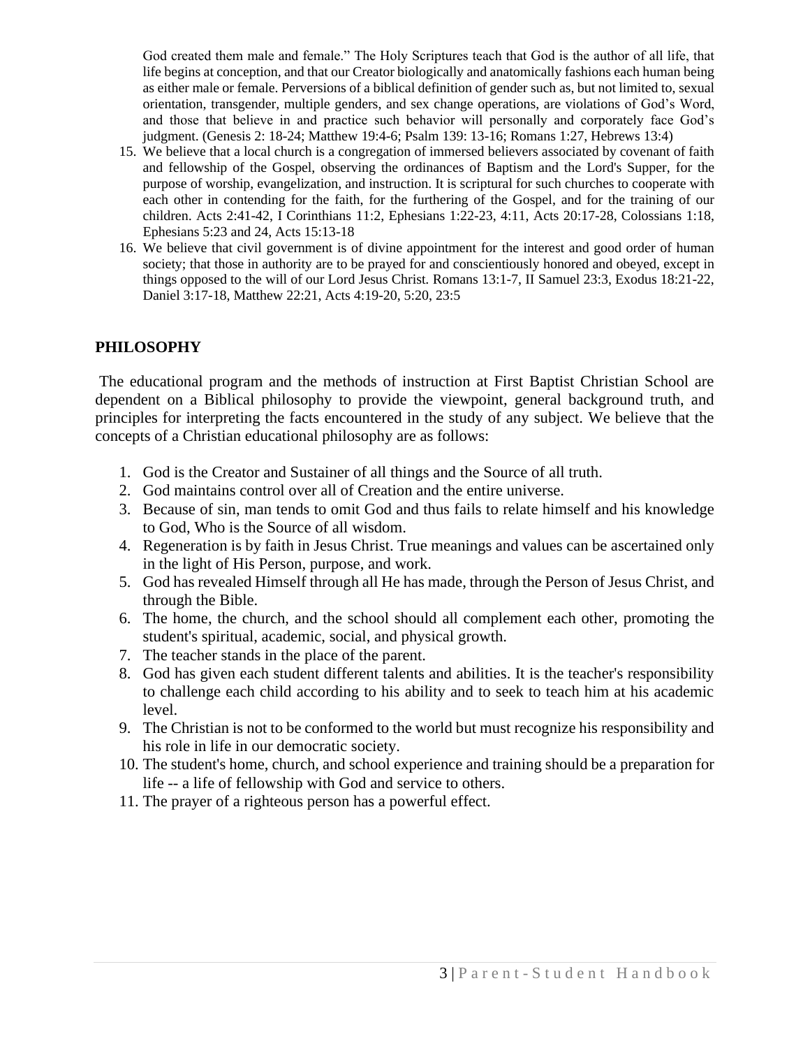God created them male and female." The Holy Scriptures teach that God is the author of all life, that life begins at conception, and that our Creator biologically and anatomically fashions each human being as either male or female. Perversions of a biblical definition of gender such as, but not limited to, sexual orientation, transgender, multiple genders, and sex change operations, are violations of God's Word, and those that believe in and practice such behavior will personally and corporately face God's judgment. (Genesis 2: 18-24; Matthew 19:4-6; Psalm 139: 13-16; Romans 1:27, Hebrews 13:4)

15. We believe that a local church is a congregation of immersed believers associated by covenant of faith and fellowship of the Gospel, observing the ordinances of Baptism and the Lord's Supper, for the purpose of worship, evangelization, and instruction. It is scriptural for such churches to cooperate with each other in contending for the faith, for the furthering of the Gospel, and for the training of our children. Acts 2:41-42, I Corinthians 11:2, Ephesians 1:22-23, 4:11, Acts 20:17-28, Colossians 1:18, Ephesians 5:23 and 24, Acts 15:13-18
16. We believe that civil government is of divine appointment for the interest and good order of human society; that those in authority are to be prayed for and conscientiously honored and obeyed, except in things opposed to the will of our Lord Jesus Christ. Romans 13:1-7, II Samuel 23:3, Exodus 18:21-22, Daniel 3:17-18, Matthew 22:21, Acts 4:19-20, 5:20, 23:5

## PHILOSOPHY

The educational program and the methods of instruction at First Baptist Christian School are dependent on a Biblical philosophy to provide the viewpoint, general background truth, and principles for interpreting the facts encountered in the study of any subject. We believe that the concepts of a Christian educational philosophy are as follows:

1. God is the Creator and Sustainer of all things and the Source of all truth.
2. God maintains control over all of Creation and the entire universe.
3. Because of sin, man tends to omit God and thus fails to relate himself and his knowledge to God, Who is the Source of all wisdom.
4. Regeneration is by faith in Jesus Christ. True meanings and values can be ascertained only in the light of His Person, purpose, and work.
5. God has revealed Himself through all He has made, through the Person of Jesus Christ, and through the Bible.
6. The home, the church, and the school should all complement each other, promoting the student's spiritual, academic, social, and physical growth.
7. The teacher stands in the place of the parent.
8. God has given each student different talents and abilities. It is the teacher's responsibility to challenge each child according to his ability and to seek to teach him at his academic level.
9. The Christian is not to be conformed to the world but must recognize his responsibility and his role in life in our democratic society.
10. The student's home, church, and school experience and training should be a preparation for life -- a life of fellowship with God and service to others.
11. The prayer of a righteous person has a powerful effect.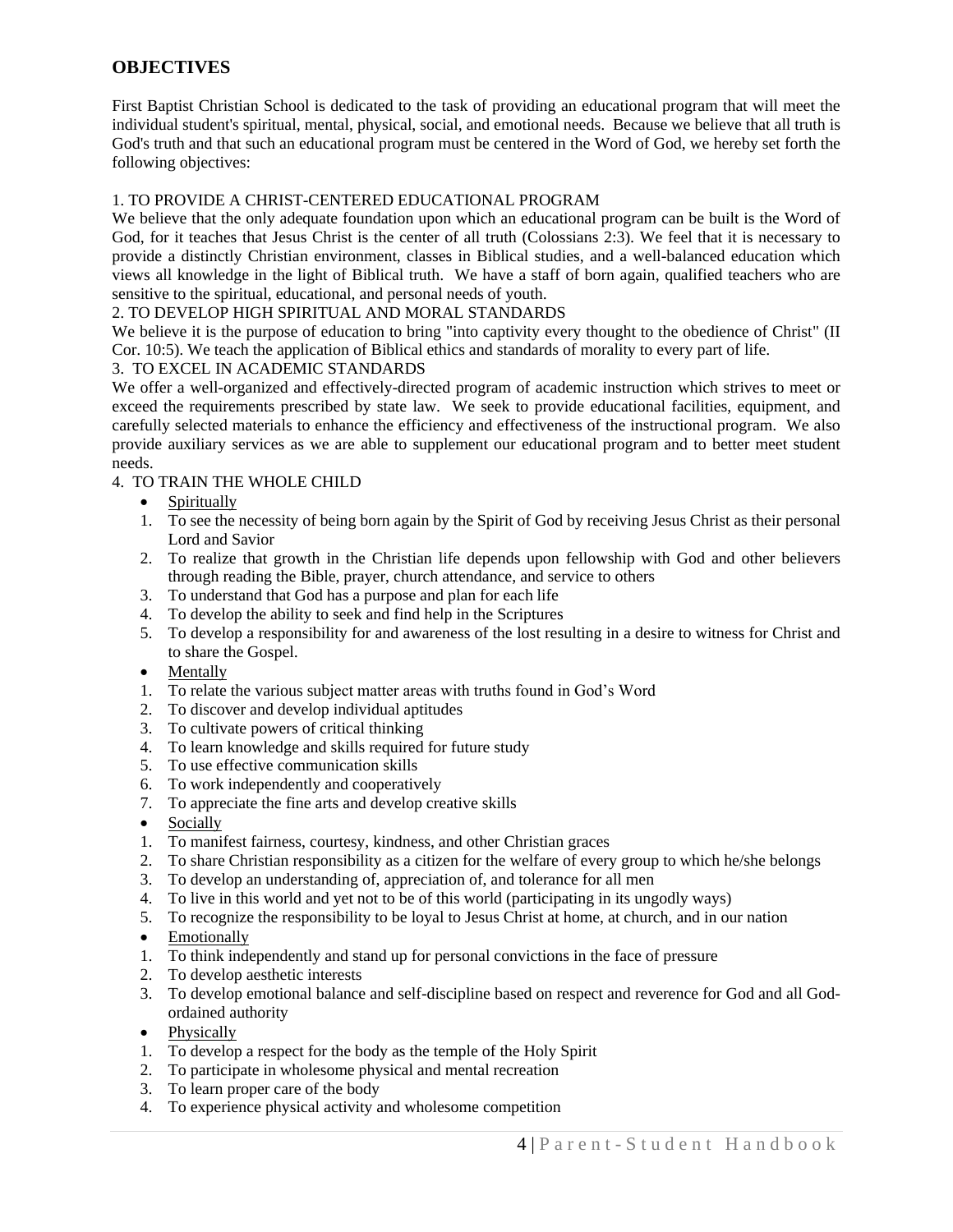## OBJECTIVES

First Baptist Christian School is dedicated to the task of providing an educational program that will meet the individual student's spiritual, mental, physical, social, and emotional needs. Because we believe that all truth is God's truth and that such an educational program must be centered in the Word of God, we hereby set forth the following objectives:

1. TO PROVIDE A CHRIST-CENTERED EDUCATIONAL PROGRAM

We believe that the only adequate foundation upon which an educational program can be built is the Word of God, for it teaches that Jesus Christ is the center of all truth (Colossians 2:3). We feel that it is necessary to provide a distinctly Christian environment, classes in Biblical studies, and a well-balanced education which views all knowledge in the light of Biblical truth. We have a staff of born again, qualified teachers who are sensitive to the spiritual, educational, and personal needs of youth.

2. TO DEVELOP HIGH SPIRITUAL AND MORAL STANDARDS

We believe it is the purpose of education to bring "into captivity every thought to the obedience of Christ" (II Cor. 10:5). We teach the application of Biblical ethics and standards of morality to every part of life.

3. TO EXCEL IN ACADEMIC STANDARDS

We offer a well-organized and effectively-directed program of academic instruction which strives to meet or exceed the requirements prescribed by state law. We seek to provide educational facilities, equipment, and carefully selected materials to enhance the efficiency and effectiveness of the instructional program. We also provide auxiliary services as we are able to supplement our educational program and to better meet student needs.

4. TO TRAIN THE WHOLE CHILD

- Spiritually
1. To see the necessity of being born again by the Spirit of God by receiving Jesus Christ as their personal Lord and Savior
2. To realize that growth in the Christian life depends upon fellowship with God and other believers through reading the Bible, prayer, church attendance, and service to others
3. To understand that God has a purpose and plan for each life
4. To develop the ability to seek and find help in the Scriptures
5. To develop a responsibility for and awareness of the lost resulting in a desire to witness for Christ and to share the Gospel.

- Mentally
1. To relate the various subject matter areas with truths found in God's Word
2. To discover and develop individual aptitudes
3. To cultivate powers of critical thinking
4. To learn knowledge and skills required for future study
5. To use effective communication skills
6. To work independently and cooperatively
7. To appreciate the fine arts and develop creative skills

- Socially
1. To manifest fairness, courtesy, kindness, and other Christian graces
2. To share Christian responsibility as a citizen for the welfare of every group to which he/she belongs
3. To develop an understanding of, appreciation of, and tolerance for all men
4. To live in this world and yet not to be of this world (participating in its ungodly ways)
5. To recognize the responsibility to be loyal to Jesus Christ at home, at church, and in our nation

- Emotionally
1. To think independently and stand up for personal convictions in the face of pressure
2. To develop aesthetic interests
3. To develop emotional balance and self-discipline based on respect and reverence for God and all God-ordained authority

- Physically
1. To develop a respect for the body as the temple of the Holy Spirit
2. To participate in wholesome physical and mental recreation
3. To learn proper care of the body
4. To experience physical activity and wholesome competition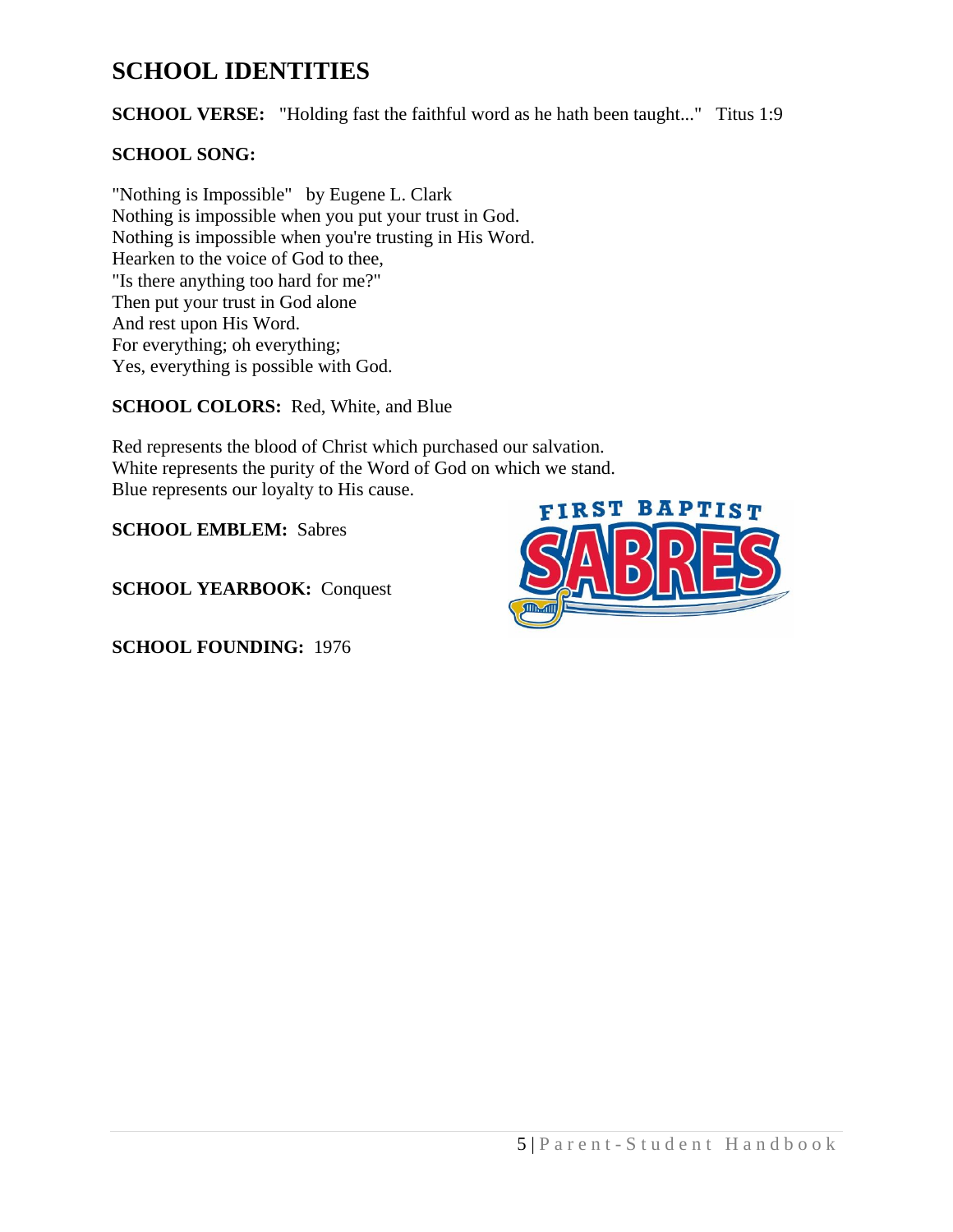## SCHOOL IDENTITIES

**SCHOOL VERSE:** "Holding fast the faithful word as he hath been taught..." Titus 1:9

**SCHOOL SONG:**

"Nothing is Impossible" by Eugene L. Clark
Nothing is impossible when you put your trust in God.
Nothing is impossible when you're trusting in His Word.
Hearken to the voice of God to thee,
"Is there anything too hard for me?"
Then put your trust in God alone
And rest upon His Word.
For everything; oh everything;
Yes, everything is possible with God.

**SCHOOL COLORS:** Red, White, and Blue

Red represents the blood of Christ which purchased our salvation.
White represents the purity of the Word of God on which we stand.
Blue represents our loyalty to His cause.

**SCHOOL EMBLEM:** Sabres

**SCHOOL YEARBOOK:** Conquest

**SCHOOL FOUNDING:** 1976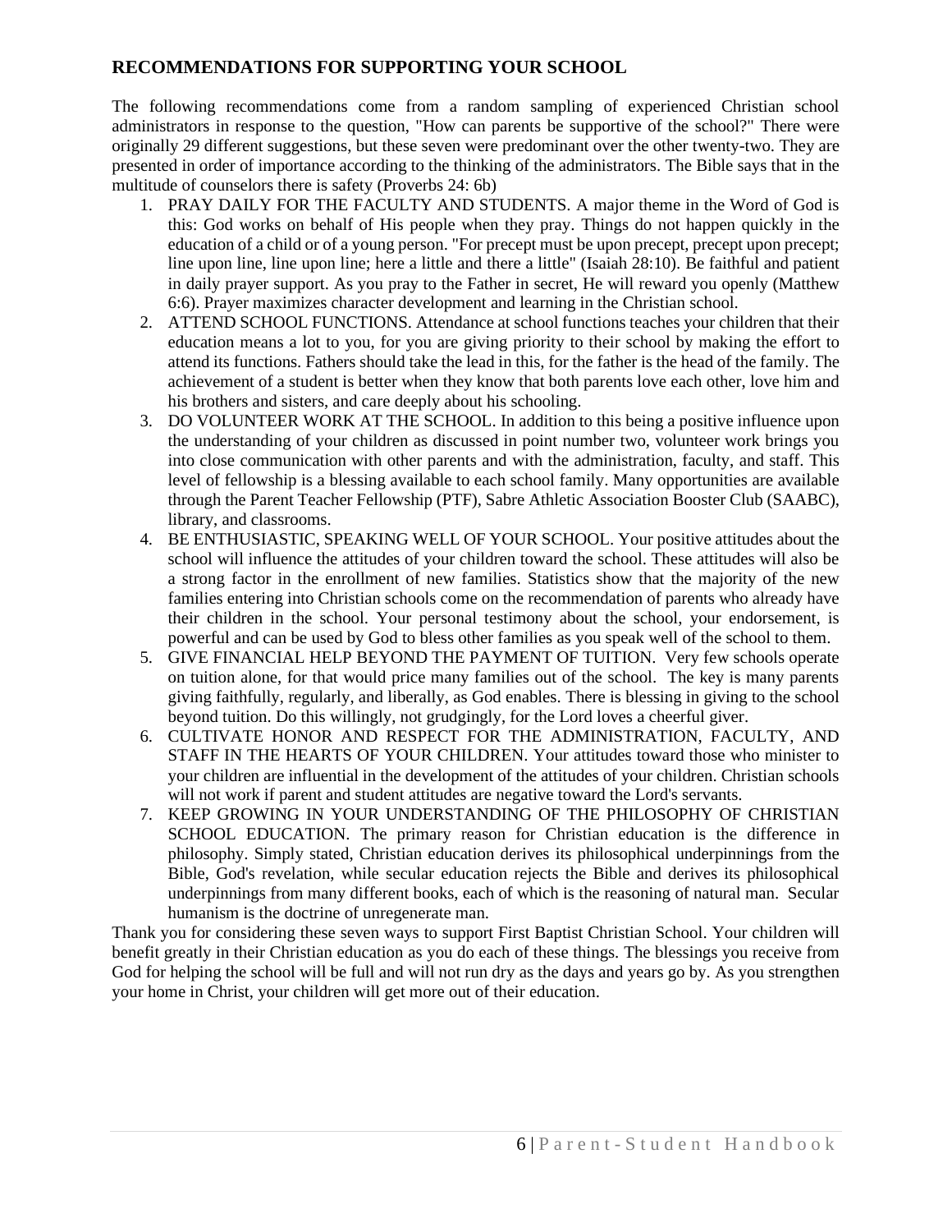## RECOMMENDATIONS FOR SUPPORTING YOUR SCHOOL

The following recommendations come from a random sampling of experienced Christian school administrators in response to the question, "How can parents be supportive of the school?" There were originally 29 different suggestions, but these seven were predominant over the other twenty-two. They are presented in order of importance according to the thinking of the administrators. The Bible says that in the multitude of counselors there is safety (Proverbs 24: 6b)

1. PRAY DAILY FOR THE FACULTY AND STUDENTS. A major theme in the Word of God is this: God works on behalf of His people when they pray. Things do not happen quickly in the education of a child or of a young person. "For precept must be upon precept, precept upon precept; line upon line, line upon line; here a little and there a little" (Isaiah 28:10). Be faithful and patient in daily prayer support. As you pray to the Father in secret, He will reward you openly (Matthew 6:6). Prayer maximizes character development and learning in the Christian school.
2. ATTEND SCHOOL FUNCTIONS. Attendance at school functions teaches your children that their education means a lot to you, for you are giving priority to their school by making the effort to attend its functions. Fathers should take the lead in this, for the father is the head of the family. The achievement of a student is better when they know that both parents love each other, love him and his brothers and sisters, and care deeply about his schooling.
3. DO VOLUNTEER WORK AT THE SCHOOL. In addition to this being a positive influence upon the understanding of your children as discussed in point number two, volunteer work brings you into close communication with other parents and with the administration, faculty, and staff. This level of fellowship is a blessing available to each school family. Many opportunities are available through the Parent Teacher Fellowship (PTF), Sabre Athletic Association Booster Club (SAABC), library, and classrooms.
4. BE ENTHUSIASTIC, SPEAKING WELL OF YOUR SCHOOL. Your positive attitudes about the school will influence the attitudes of your children toward the school. These attitudes will also be a strong factor in the enrollment of new families. Statistics show that the majority of the new families entering into Christian schools come on the recommendation of parents who already have their children in the school. Your personal testimony about the school, your endorsement, is powerful and can be used by God to bless other families as you speak well of the school to them.
5. GIVE FINANCIAL HELP BEYOND THE PAYMENT OF TUITION. Very few schools operate on tuition alone, for that would price many families out of the school. The key is many parents giving faithfully, regularly, and liberally, as God enables. There is blessing in giving to the school beyond tuition. Do this willingly, not grudgingly, for the Lord loves a cheerful giver.
6. CULTIVATE HONOR AND RESPECT FOR THE ADMINISTRATION, FACULTY, AND STAFF IN THE HEARTS OF YOUR CHILDREN. Your attitudes toward those who minister to your children are influential in the development of the attitudes of your children. Christian schools will not work if parent and student attitudes are negative toward the Lord's servants.
7. KEEP GROWING IN YOUR UNDERSTANDING OF THE PHILOSOPHY OF CHRISTIAN SCHOOL EDUCATION. The primary reason for Christian education is the difference in philosophy. Simply stated, Christian education derives its philosophical underpinnings from the Bible, God's revelation, while secular education rejects the Bible and derives its philosophical underpinnings from many different books, each of which is the reasoning of natural man. Secular humanism is the doctrine of unregenerate man.

Thank you for considering these seven ways to support First Baptist Christian School. Your children will benefit greatly in their Christian education as you do each of these things. The blessings you receive from God for helping the school will be full and will not run dry as the days and years go by. As you strengthen your home in Christ, your children will get more out of their education.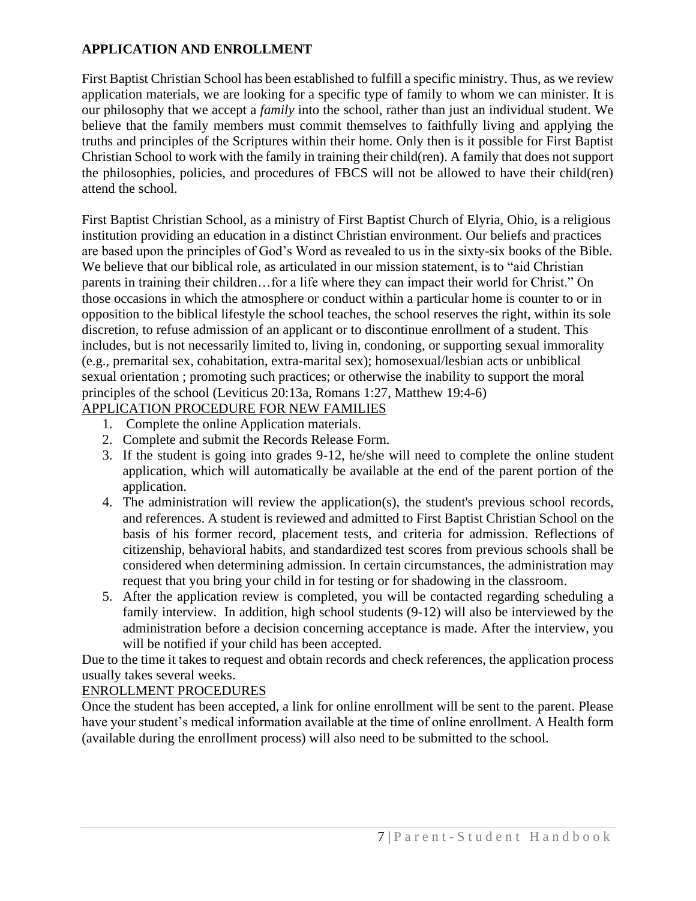## APPLICATION AND ENROLLMENT

First Baptist Christian School has been established to fulfill a specific ministry. Thus, as we review application materials, we are looking for a specific type of family to whom we can minister. It is our philosophy that we accept a *family* into the school, rather than just an individual student. We believe that the family members must commit themselves to faithfully living and applying the truths and principles of the Scriptures within their home. Only then is it possible for First Baptist Christian School to work with the family in training their child(ren). A family that does not support the philosophies, policies, and procedures of FBCS will not be allowed to have their child(ren) attend the school.

First Baptist Christian School, as a ministry of First Baptist Church of Elyria, Ohio, is a religious institution providing an education in a distinct Christian environment. Our beliefs and practices are based upon the principles of God's Word as revealed to us in the sixty-six books of the Bible. We believe that our biblical role, as articulated in our mission statement, is to "aid Christian parents in training their children…for a life where they can impact their world for Christ." On those occasions in which the atmosphere or conduct within a particular home is counter to or in opposition to the biblical lifestyle the school teaches, the school reserves the right, within its sole discretion, to refuse admission of an applicant or to discontinue enrollment of a student. This includes, but is not necessarily limited to, living in, condoning, or supporting sexual immorality (e.g., premarital sex, cohabitation, extra-marital sex); homosexual/lesbian acts or unbiblical sexual orientation ; promoting such practices; or otherwise the inability to support the moral principles of the school (Leviticus 20:13a, Romans 1:27, Matthew 19:4-6)

### APPLICATION PROCEDURE FOR NEW FAMILIES

1. Complete the online Application materials.
2. Complete and submit the Records Release Form.
3. If the student is going into grades 9-12, he/she will need to complete the online student application, which will automatically be available at the end of the parent portion of the application.
4. The administration will review the application(s), the student's previous school records, and references. A student is reviewed and admitted to First Baptist Christian School on the basis of his former record, placement tests, and criteria for admission. Reflections of citizenship, behavioral habits, and standardized test scores from previous schools shall be considered when determining admission. In certain circumstances, the administration may request that you bring your child in for testing or for shadowing in the classroom.
5. After the application review is completed, you will be contacted regarding scheduling a family interview. In addition, high school students (9-12) will also be interviewed by the administration before a decision concerning acceptance is made. After the interview, you will be notified if your child has been accepted.

Due to the time it takes to request and obtain records and check references, the application process usually takes several weeks.

### ENROLLMENT PROCEDURES

Once the student has been accepted, a link for online enrollment will be sent to the parent. Please have your student's medical information available at the time of online enrollment. A Health form (available during the enrollment process) will also need to be submitted to the school.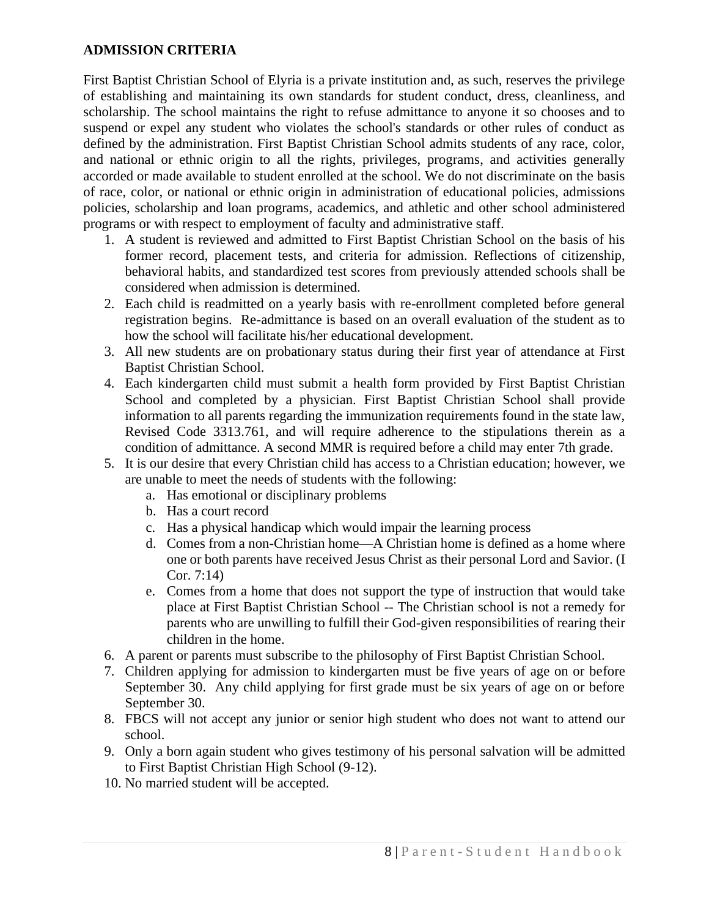## ADMISSION CRITERIA

First Baptist Christian School of Elyria is a private institution and, as such, reserves the privilege of establishing and maintaining its own standards for student conduct, dress, cleanliness, and scholarship. The school maintains the right to refuse admittance to anyone it so chooses and to suspend or expel any student who violates the school's standards or other rules of conduct as defined by the administration. First Baptist Christian School admits students of any race, color, and national or ethnic origin to all the rights, privileges, programs, and activities generally accorded or made available to student enrolled at the school. We do not discriminate on the basis of race, color, or national or ethnic origin in administration of educational policies, admissions policies, scholarship and loan programs, academics, and athletic and other school administered programs or with respect to employment of faculty and administrative staff.

1. A student is reviewed and admitted to First Baptist Christian School on the basis of his former record, placement tests, and criteria for admission. Reflections of citizenship, behavioral habits, and standardized test scores from previously attended schools shall be considered when admission is determined.
2. Each child is readmitted on a yearly basis with re-enrollment completed before general registration begins. Re-admittance is based on an overall evaluation of the student as to how the school will facilitate his/her educational development.
3. All new students are on probationary status during their first year of attendance at First Baptist Christian School.
4. Each kindergarten child must submit a health form provided by First Baptist Christian School and completed by a physician. First Baptist Christian School shall provide information to all parents regarding the immunization requirements found in the state law, Revised Code 3313.761, and will require adherence to the stipulations therein as a condition of admittance. A second MMR is required before a child may enter 7th grade.
5. It is our desire that every Christian child has access to a Christian education; however, we are unable to meet the needs of students with the following:
   a. Has emotional or disciplinary problems
   b. Has a court record
   c. Has a physical handicap which would impair the learning process
   d. Comes from a non-Christian home—A Christian home is defined as a home where one or both parents have received Jesus Christ as their personal Lord and Savior. (I Cor. 7:14)
   e. Comes from a home that does not support the type of instruction that would take place at First Baptist Christian School -- The Christian school is not a remedy for parents who are unwilling to fulfill their God-given responsibilities of rearing their children in the home.
6. A parent or parents must subscribe to the philosophy of First Baptist Christian School.
7. Children applying for admission to kindergarten must be five years of age on or before September 30. Any child applying for first grade must be six years of age on or before September 30.
8. FBCS will not accept any junior or senior high student who does not want to attend our school.
9. Only a born again student who gives testimony of his personal salvation will be admitted to First Baptist Christian High School (9-12).
10. No married student will be accepted.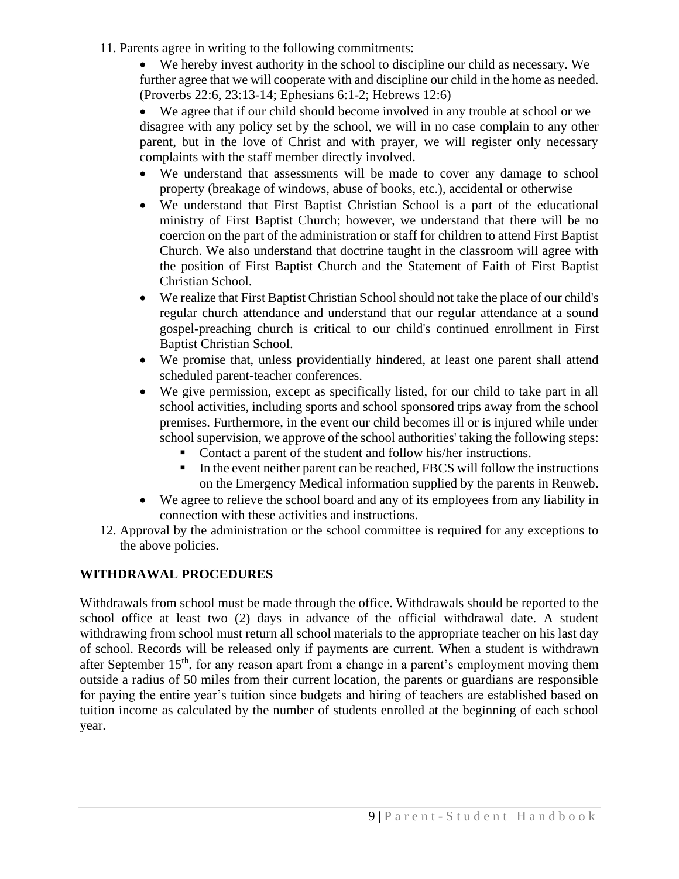11. Parents agree in writing to the following commitments:
    - We hereby invest authority in the school to discipline our child as necessary. We further agree that we will cooperate with and discipline our child in the home as needed. (Proverbs 22:6, 23:13-14; Ephesians 6:1-2; Hebrews 12:6)
    - We agree that if our child should become involved in any trouble at school or we disagree with any policy set by the school, we will in no case complain to any other parent, but in the love of Christ and with prayer, we will register only necessary complaints with the staff member directly involved.
    - We understand that assessments will be made to cover any damage to school property (breakage of windows, abuse of books, etc.), accidental or otherwise
    - We understand that First Baptist Christian School is a part of the educational ministry of First Baptist Church; however, we understand that there will be no coercion on the part of the administration or staff for children to attend First Baptist Church. We also understand that doctrine taught in the classroom will agree with the position of First Baptist Church and the Statement of Faith of First Baptist Christian School.
    - We realize that First Baptist Christian School should not take the place of our child's regular church attendance and understand that our regular attendance at a sound gospel-preaching church is critical to our child's continued enrollment in First Baptist Christian School.
    - We promise that, unless providentially hindered, at least one parent shall attend scheduled parent-teacher conferences.
    - We give permission, except as specifically listed, for our child to take part in all school activities, including sports and school sponsored trips away from the school premises. Furthermore, in the event our child becomes ill or is injured while under school supervision, we approve of the school authorities' taking the following steps:
        - Contact a parent of the student and follow his/her instructions.
        - In the event neither parent can be reached, FBCS will follow the instructions on the Emergency Medical information supplied by the parents in Renweb.
    - We agree to relieve the school board and any of its employees from any liability in connection with these activities and instructions.
12. Approval by the administration or the school committee is required for any exceptions to the above policies.

## WITHDRAWAL PROCEDURES

Withdrawals from school must be made through the office. Withdrawals should be reported to the school office at least two (2) days in advance of the official withdrawal date. A student withdrawing from school must return all school materials to the appropriate teacher on his last day of school. Records will be released only if payments are current. When a student is withdrawn after September 15th, for any reason apart from a change in a parent's employment moving them outside a radius of 50 miles from their current location, the parents or guardians are responsible for paying the entire year's tuition since budgets and hiring of teachers are established based on tuition income as calculated by the number of students enrolled at the beginning of each school year.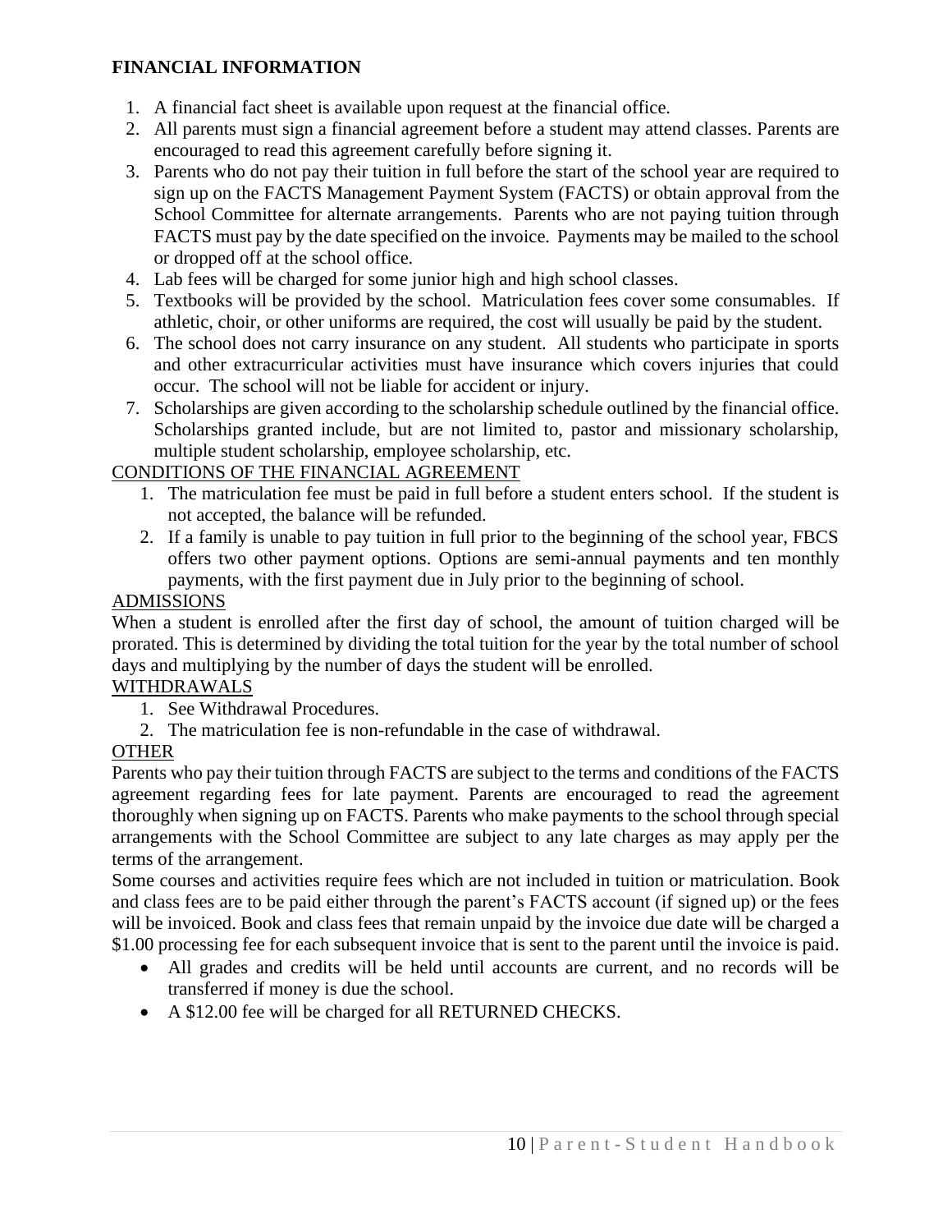**FINANCIAL INFORMATION**

1. A financial fact sheet is available upon request at the financial office.
2. All parents must sign a financial agreement before a student may attend classes. Parents are encouraged to read this agreement carefully before signing it.
3. Parents who do not pay their tuition in full before the start of the school year are required to sign up on the FACTS Management Payment System (FACTS) or obtain approval from the School Committee for alternate arrangements. Parents who are not paying tuition through FACTS must pay by the date specified on the invoice. Payments may be mailed to the school or dropped off at the school office.
4. Lab fees will be charged for some junior high and high school classes.
5. Textbooks will be provided by the school. Matriculation fees cover some consumables. If athletic, choir, or other uniforms are required, the cost will usually be paid by the student.
6. The school does not carry insurance on any student. All students who participate in sports and other extracurricular activities must have insurance which covers injuries that could occur. The school will not be liable for accident or injury.
7. Scholarships are given according to the scholarship schedule outlined by the financial office. Scholarships granted include, but are not limited to, pastor and missionary scholarship, multiple student scholarship, employee scholarship, etc.

<u>CONDITIONS OF THE FINANCIAL AGREEMENT</u>

1. The matriculation fee must be paid in full before a student enters school. If the student is not accepted, the balance will be refunded.
2. If a family is unable to pay tuition in full prior to the beginning of the school year, FBCS offers two other payment options. Options are semi-annual payments and ten monthly payments, with the first payment due in July prior to the beginning of school.

<u>ADMISSIONS</u>

When a student is enrolled after the first day of school, the amount of tuition charged will be prorated. This is determined by dividing the total tuition for the year by the total number of school days and multiplying by the number of days the student will be enrolled.

<u>WITHDRAWALS</u>

1. See Withdrawal Procedures.
2. The matriculation fee is non-refundable in the case of withdrawal.

<u>OTHER</u>

Parents who pay their tuition through FACTS are subject to the terms and conditions of the FACTS agreement regarding fees for late payment. Parents are encouraged to read the agreement thoroughly when signing up on FACTS. Parents who make payments to the school through special arrangements with the School Committee are subject to any late charges as may apply per the terms of the arrangement.

Some courses and activities require fees which are not included in tuition or matriculation. Book and class fees are to be paid either through the parent's FACTS account (if signed up) or the fees will be invoiced. Book and class fees that remain unpaid by the invoice due date will be charged a $1.00 processing fee for each subsequent invoice that is sent to the parent until the invoice is paid.

- All grades and credits will be held until accounts are current, and no records will be transferred if money is due the school.
- A $12.00 fee will be charged for all RETURNED CHECKS.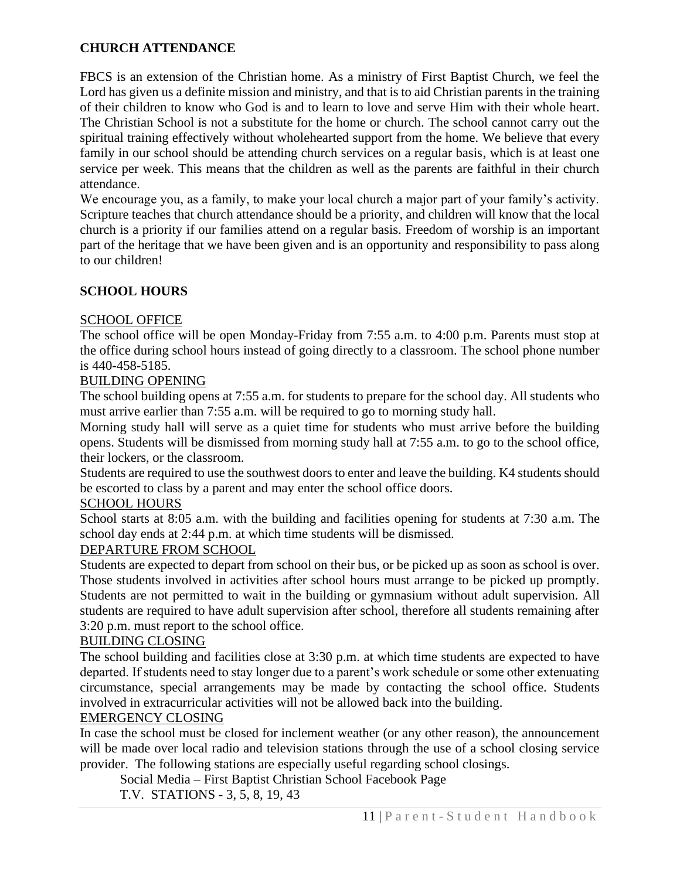## CHURCH ATTENDANCE

FBCS is an extension of the Christian home. As a ministry of First Baptist Church, we feel the Lord has given us a definite mission and ministry, and that is to aid Christian parents in the training of their children to know who God is and to learn to love and serve Him with their whole heart. The Christian School is not a substitute for the home or church. The school cannot carry out the spiritual training effectively without wholehearted support from the home. We believe that every family in our school should be attending church services on a regular basis, which is at least one service per week. This means that the children as well as the parents are faithful in their church attendance.

We encourage you, as a family, to make your local church a major part of your family's activity. Scripture teaches that church attendance should be a priority, and children will know that the local church is a priority if our families attend on a regular basis. Freedom of worship is an important part of the heritage that we have been given and is an opportunity and responsibility to pass along to our children!

## SCHOOL HOURS

### SCHOOL OFFICE

The school office will be open Monday-Friday from 7:55 a.m. to 4:00 p.m. Parents must stop at the office during school hours instead of going directly to a classroom. The school phone number is 440-458-5185.

### BUILDING OPENING

The school building opens at 7:55 a.m. for students to prepare for the school day. All students who must arrive earlier than 7:55 a.m. will be required to go to morning study hall.

Morning study hall will serve as a quiet time for students who must arrive before the building opens. Students will be dismissed from morning study hall at 7:55 a.m. to go to the school office, their lockers, or the classroom.

Students are required to use the southwest doors to enter and leave the building. K4 students should be escorted to class by a parent and may enter the school office doors.

### SCHOOL HOURS

School starts at 8:05 a.m. with the building and facilities opening for students at 7:30 a.m. The school day ends at 2:44 p.m. at which time students will be dismissed.

### DEPARTURE FROM SCHOOL

Students are expected to depart from school on their bus, or be picked up as soon as school is over. Those students involved in activities after school hours must arrange to be picked up promptly. Students are not permitted to wait in the building or gymnasium without adult supervision. All students are required to have adult supervision after school, therefore all students remaining after 3:20 p.m. must report to the school office.

### BUILDING CLOSING

The school building and facilities close at 3:30 p.m. at which time students are expected to have departed. If students need to stay longer due to a parent's work schedule or some other extenuating circumstance, special arrangements may be made by contacting the school office. Students involved in extracurricular activities will not be allowed back into the building.

### EMERGENCY CLOSING

In case the school must be closed for inclement weather (or any other reason), the announcement will be made over local radio and television stations through the use of a school closing service provider. The following stations are especially useful regarding school closings.

Social Media – First Baptist Christian School Facebook Page

T.V. STATIONS - 3, 5, 8, 19, 43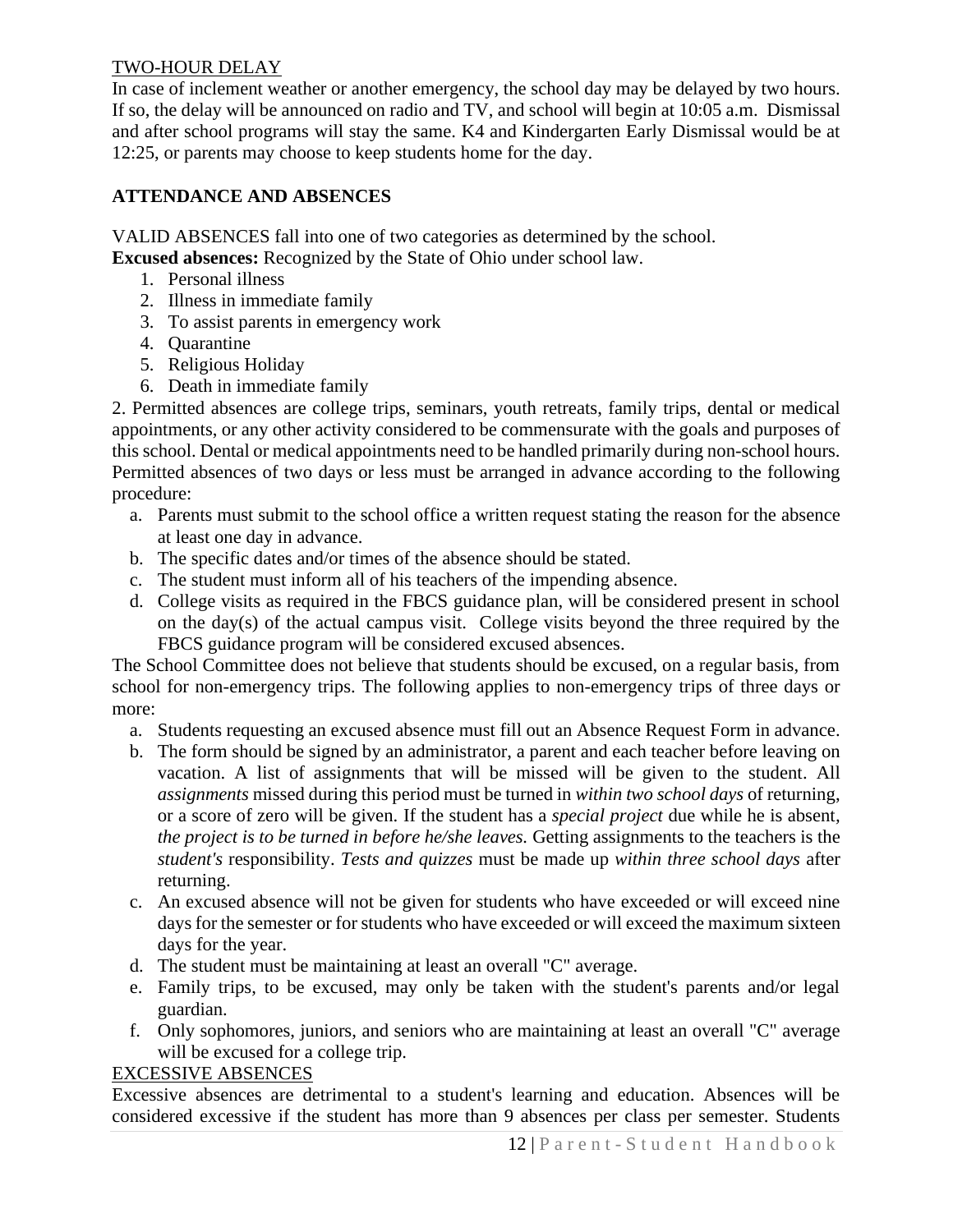TWO-HOUR DELAY

In case of inclement weather or another emergency, the school day may be delayed by two hours. If so, the delay will be announced on radio and TV, and school will begin at 10:05 a.m. Dismissal and after school programs will stay the same. K4 and Kindergarten Early Dismissal would be at 12:25, or parents may choose to keep students home for the day.

**ATTENDANCE AND ABSENCES**

VALID ABSENCES fall into one of two categories as determined by the school.

**Excused absences:** Recognized by the State of Ohio under school law.

1. Personal illness
2. Illness in immediate family
3. To assist parents in emergency work
4. Quarantine
5. Religious Holiday
6. Death in immediate family

2. Permitted absences are college trips, seminars, youth retreats, family trips, dental or medical appointments, or any other activity considered to be commensurate with the goals and purposes of this school. Dental or medical appointments need to be handled primarily during non-school hours. Permitted absences of two days or less must be arranged in advance according to the following procedure:

a. Parents must submit to the school office a written request stating the reason for the absence at least one day in advance.
b. The specific dates and/or times of the absence should be stated.
c. The student must inform all of his teachers of the impending absence.
d. College visits as required in the FBCS guidance plan, will be considered present in school on the day(s) of the actual campus visit. College visits beyond the three required by the FBCS guidance program will be considered excused absences.

The School Committee does not believe that students should be excused, on a regular basis, from school for non-emergency trips. The following applies to non-emergency trips of three days or more:

a. Students requesting an excused absence must fill out an Absence Request Form in advance.
b. The form should be signed by an administrator, a parent and each teacher before leaving on vacation. A list of assignments that will be missed will be given to the student. All *assignments* missed during this period must be turned in *within two school days* of returning, or a score of zero will be given. If the student has a *special project* due while he is absent, *the project is to be turned in before he/she leaves.* Getting assignments to the teachers is the *student's* responsibility. *Tests and quizzes* must be made up *within three school days* after returning.
c. An excused absence will not be given for students who have exceeded or will exceed nine days for the semester or for students who have exceeded or will exceed the maximum sixteen days for the year.
d. The student must be maintaining at least an overall "C" average.
e. Family trips, to be excused, may only be taken with the student's parents and/or legal guardian.
f. Only sophomores, juniors, and seniors who are maintaining at least an overall "C" average will be excused for a college trip.

EXCESSIVE ABSENCES

Excessive absences are detrimental to a student's learning and education. Absences will be considered excessive if the student has more than 9 absences per class per semester. Students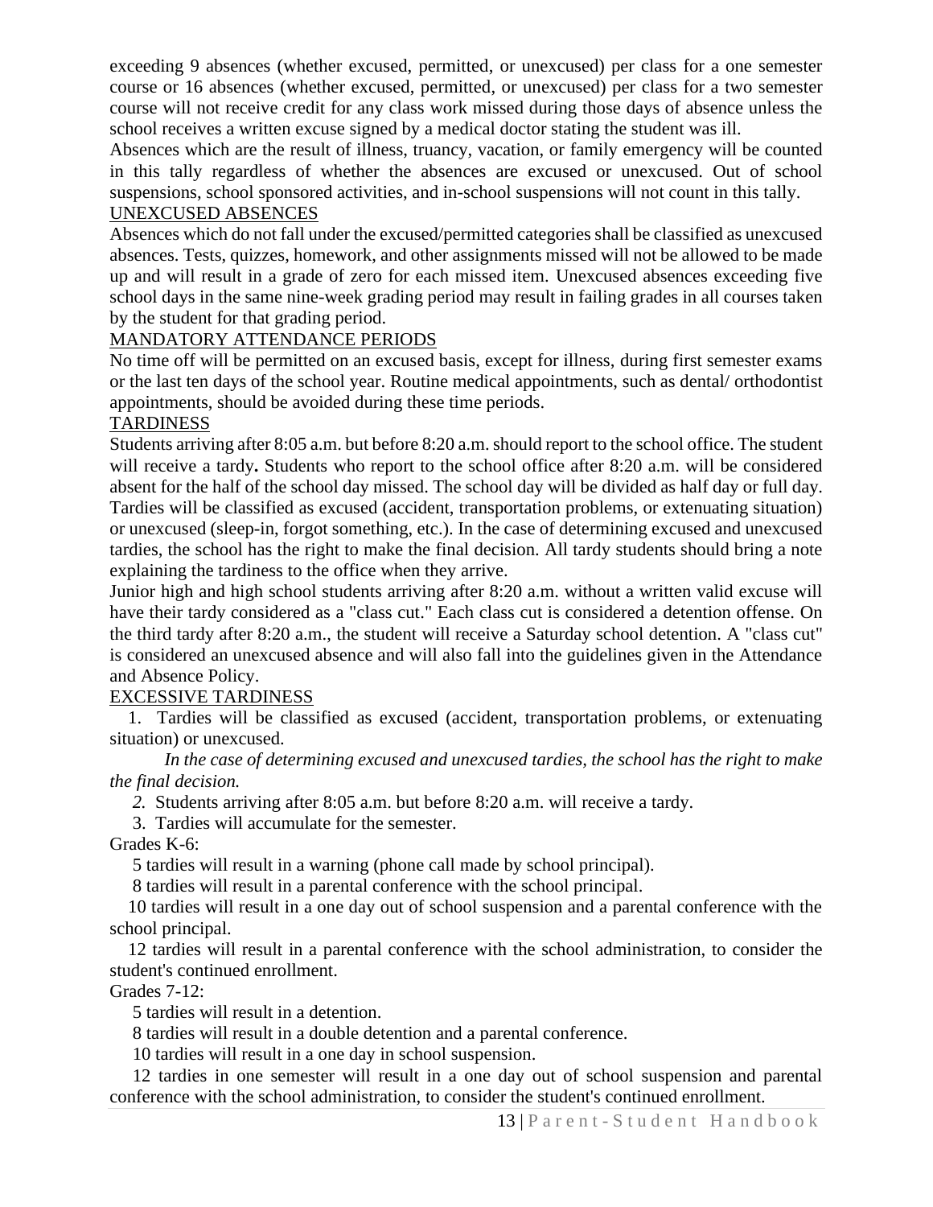exceeding 9 absences (whether excused, permitted, or unexcused) per class for a one semester course or 16 absences (whether excused, permitted, or unexcused) per class for a two semester course will not receive credit for any class work missed during those days of absence unless the school receives a written excuse signed by a medical doctor stating the student was ill.

Absences which are the result of illness, truancy, vacation, or family emergency will be counted in this tally regardless of whether the absences are excused or unexcused. Out of school suspensions, school sponsored activities, and in-school suspensions will not count in this tally.

<u>UNEXCUSED ABSENCES</u>

Absences which do not fall under the excused/permitted categories shall be classified as unexcused absences. Tests, quizzes, homework, and other assignments missed will not be allowed to be made up and will result in a grade of zero for each missed item. Unexcused absences exceeding five school days in the same nine-week grading period may result in failing grades in all courses taken by the student for that grading period.

<u>MANDATORY ATTENDANCE PERIODS</u>

No time off will be permitted on an excused basis, except for illness, during first semester exams or the last ten days of the school year. Routine medical appointments, such as dental/ orthodontist appointments, should be avoided during these time periods.

<u>TARDINESS</u>

Students arriving after 8:05 a.m. but before 8:20 a.m. should report to the school office. The student will receive a tardy**.** Students who report to the school office after 8:20 a.m. will be considered absent for the half of the school day missed. The school day will be divided as half day or full day. Tardies will be classified as excused (accident, transportation problems, or extenuating situation) or unexcused (sleep-in, forgot something, etc.). In the case of determining excused and unexcused tardies, the school has the right to make the final decision. All tardy students should bring a note explaining the tardiness to the office when they arrive.

Junior high and high school students arriving after 8:20 a.m. without a written valid excuse will have their tardy considered as a "class cut." Each class cut is considered a detention offense. On the third tardy after 8:20 a.m., the student will receive a Saturday school detention. A "class cut" is considered an unexcused absence and will also fall into the guidelines given in the Attendance and Absence Policy.

<u>EXCESSIVE TARDINESS</u>

1. Tardies will be classified as excused (accident, transportation problems, or extenuating situation) or unexcused.

   *In the case of determining excused and unexcused tardies, the school has the right to make the final decision.*

2. Students arriving after 8:05 a.m. but before 8:20 a.m. will receive a tardy.
3. Tardies will accumulate for the semester.

Grades K-6:

5 tardies will result in a warning (phone call made by school principal).

8 tardies will result in a parental conference with the school principal.

10 tardies will result in a one day out of school suspension and a parental conference with the school principal.

12 tardies will result in a parental conference with the school administration, to consider the student's continued enrollment.

Grades 7-12:

5 tardies will result in a detention.

8 tardies will result in a double detention and a parental conference.

10 tardies will result in a one day in school suspension.

12 tardies in one semester will result in a one day out of school suspension and parental conference with the school administration, to consider the student's continued enrollment.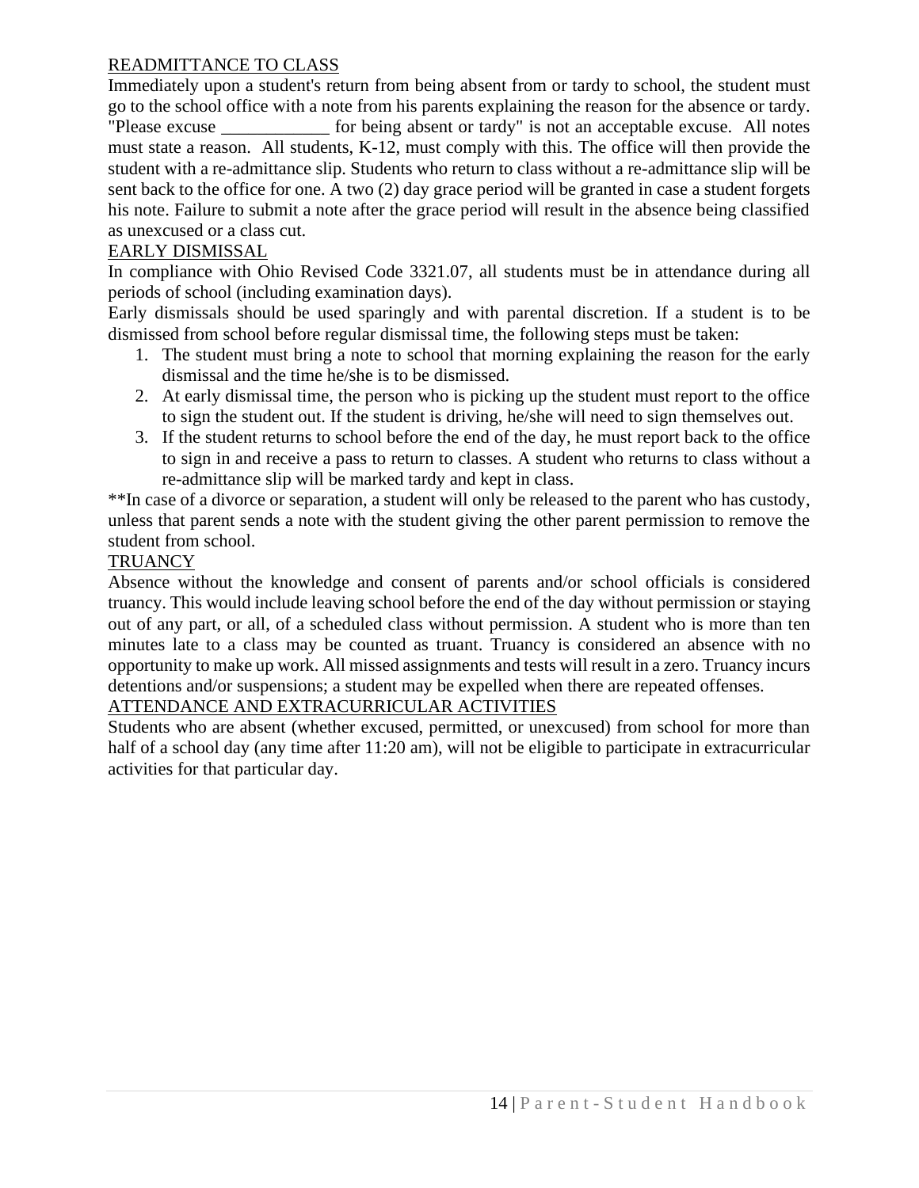## READMITTANCE TO CLASS

Immediately upon a student's return from being absent from or tardy to school, the student must go to the school office with a note from his parents explaining the reason for the absence or tardy. "Please excuse ____________ for being absent or tardy" is not an acceptable excuse. All notes must state a reason. All students, K-12, must comply with this. The office will then provide the student with a re-admittance slip. Students who return to class without a re-admittance slip will be sent back to the office for one. A two (2) day grace period will be granted in case a student forgets his note. Failure to submit a note after the grace period will result in the absence being classified as unexcused or a class cut.

## EARLY DISMISSAL

In compliance with Ohio Revised Code 3321.07, all students must be in attendance during all periods of school (including examination days).

Early dismissals should be used sparingly and with parental discretion. If a student is to be dismissed from school before regular dismissal time, the following steps must be taken:

1. The student must bring a note to school that morning explaining the reason for the early dismissal and the time he/she is to be dismissed.
2. At early dismissal time, the person who is picking up the student must report to the office to sign the student out. If the student is driving, he/she will need to sign themselves out.
3. If the student returns to school before the end of the day, he must report back to the office to sign in and receive a pass to return to classes. A student who returns to class without a re-admittance slip will be marked tardy and kept in class.

**In case of a divorce or separation, a student will only be released to the parent who has custody, unless that parent sends a note with the student giving the other parent permission to remove the student from school.

## TRUANCY

Absence without the knowledge and consent of parents and/or school officials is considered truancy. This would include leaving school before the end of the day without permission or staying out of any part, or all, of a scheduled class without permission. A student who is more than ten minutes late to a class may be counted as truant. Truancy is considered an absence with no opportunity to make up work. All missed assignments and tests will result in a zero. Truancy incurs detentions and/or suspensions; a student may be expelled when there are repeated offenses.

## ATTENDANCE AND EXTRACURRICULAR ACTIVITIES

Students who are absent (whether excused, permitted, or unexcused) from school for more than half of a school day (any time after 11:20 am), will not be eligible to participate in extracurricular activities for that particular day.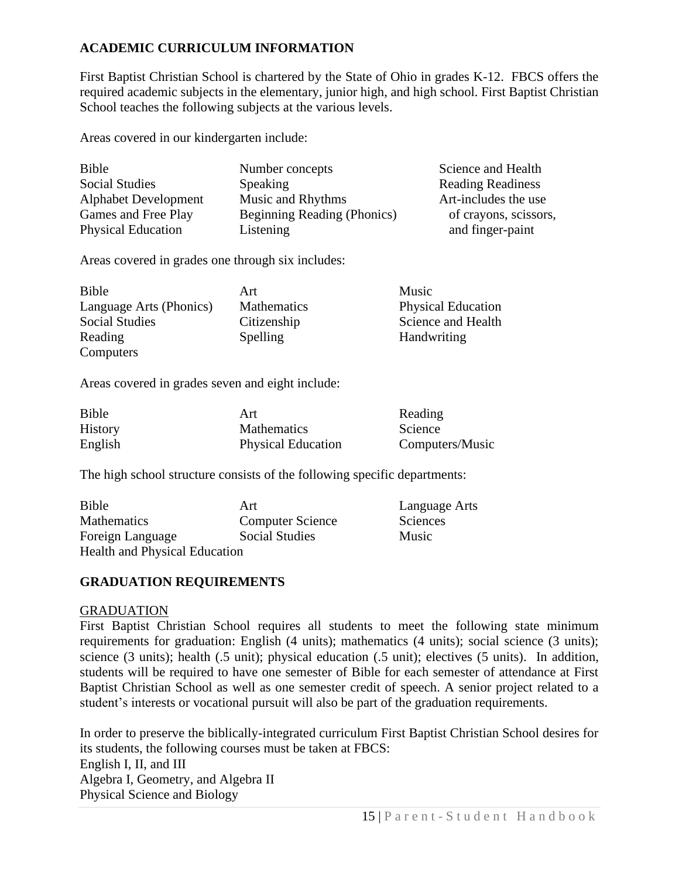## ACADEMIC CURRICULUM INFORMATION

First Baptist Christian School is chartered by the State of Ohio in grades K-12. FBCS offers the required academic subjects in the elementary, junior high, and high school. First Baptist Christian School teaches the following subjects at the various levels.

Areas covered in our kindergarten include:

| | | |
|---|---|---|
| Bible | Number concepts | Science and Health |
| Social Studies | Speaking | Reading Readiness |
| Alphabet Development | Music and Rhythms | Art-includes the use of crayons, scissors, and finger-paint |
| Games and Free Play | Beginning Reading (Phonics) | |
| Physical Education | Listening | |

Areas covered in grades one through six includes:

| | | |
|---|---|---|
| Bible | Art | Music |
| Language Arts (Phonics) | Mathematics | Physical Education |
| Social Studies | Citizenship | Science and Health |
| Reading | Spelling | Handwriting |
| Computers | | |

Areas covered in grades seven and eight include:

| | | |
|---|---|---|
| Bible | Art | Reading |
| History | Mathematics | Science |
| English | Physical Education | Computers/Music |

The high school structure consists of the following specific departments:

| | | |
|---|---|---|
| Bible | Art | Language Arts |
| Mathematics | Computer Science | Sciences |
| Foreign Language | Social Studies | Music |
| Health and Physical Education | | |

## GRADUATION REQUIREMENTS

### GRADUATION

First Baptist Christian School requires all students to meet the following state minimum requirements for graduation: English (4 units); mathematics (4 units); social science (3 units); science (3 units); health (.5 unit); physical education (.5 unit); electives (5 units). In addition, students will be required to have one semester of Bible for each semester of attendance at First Baptist Christian School as well as one semester credit of speech. A senior project related to a student's interests or vocational pursuit will also be part of the graduation requirements.

In order to preserve the biblically-integrated curriculum First Baptist Christian School desires for its students, the following courses must be taken at FBCS:
English I, II, and III
Algebra I, Geometry, and Algebra II
Physical Science and Biology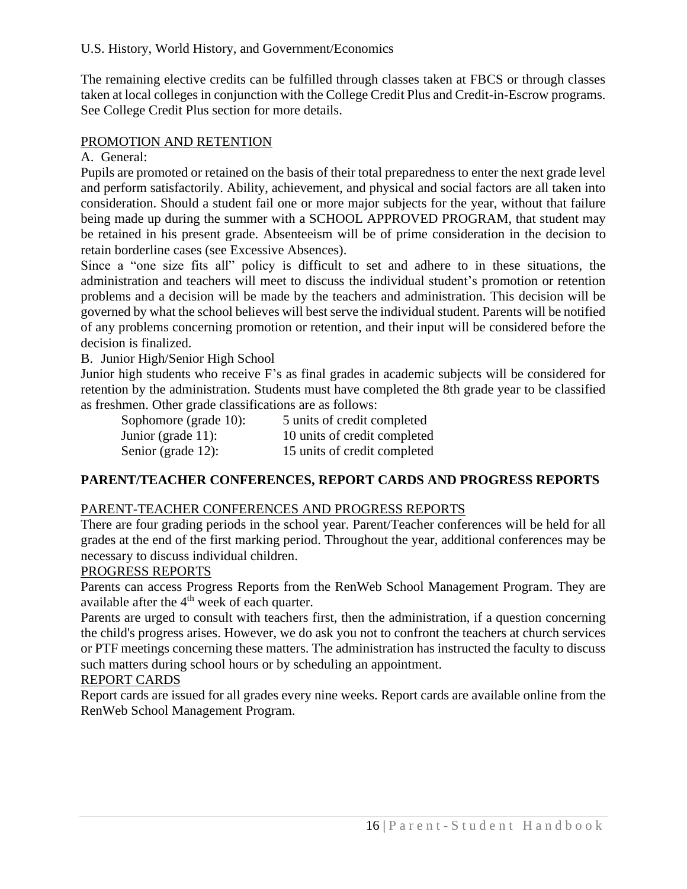U.S. History, World History, and Government/Economics

The remaining elective credits can be fulfilled through classes taken at FBCS or through classes taken at local colleges in conjunction with the College Credit Plus and Credit-in-Escrow programs. See College Credit Plus section for more details.

PROMOTION AND RETENTION

A. General:

Pupils are promoted or retained on the basis of their total preparedness to enter the next grade level and perform satisfactorily. Ability, achievement, and physical and social factors are all taken into consideration. Should a student fail one or more major subjects for the year, without that failure being made up during the summer with a SCHOOL APPROVED PROGRAM, that student may be retained in his present grade. Absenteeism will be of prime consideration in the decision to retain borderline cases (see Excessive Absences).

Since a "one size fits all" policy is difficult to set and adhere to in these situations, the administration and teachers will meet to discuss the individual student's promotion or retention problems and a decision will be made by the teachers and administration. This decision will be governed by what the school believes will best serve the individual student. Parents will be notified of any problems concerning promotion or retention, and their input will be considered before the decision is finalized.

B. Junior High/Senior High School

Junior high students who receive F's as final grades in academic subjects will be considered for retention by the administration. Students must have completed the 8th grade year to be classified as freshmen. Other grade classifications are as follows:

| | |
|---|---|
| Sophomore (grade 10): | 5 units of credit completed |
| Junior (grade 11): | 10 units of credit completed |
| Senior (grade 12): | 15 units of credit completed |

## PARENT/TEACHER CONFERENCES, REPORT CARDS AND PROGRESS REPORTS

PARENT-TEACHER CONFERENCES AND PROGRESS REPORTS

There are four grading periods in the school year. Parent/Teacher conferences will be held for all grades at the end of the first marking period. Throughout the year, additional conferences may be necessary to discuss individual children.

PROGRESS REPORTS

Parents can access Progress Reports from the RenWeb School Management Program. They are available after the 4th week of each quarter.

Parents are urged to consult with teachers first, then the administration, if a question concerning the child's progress arises. However, we do ask you not to confront the teachers at church services or PTF meetings concerning these matters. The administration has instructed the faculty to discuss such matters during school hours or by scheduling an appointment.

REPORT CARDS

Report cards are issued for all grades every nine weeks. Report cards are available online from the RenWeb School Management Program.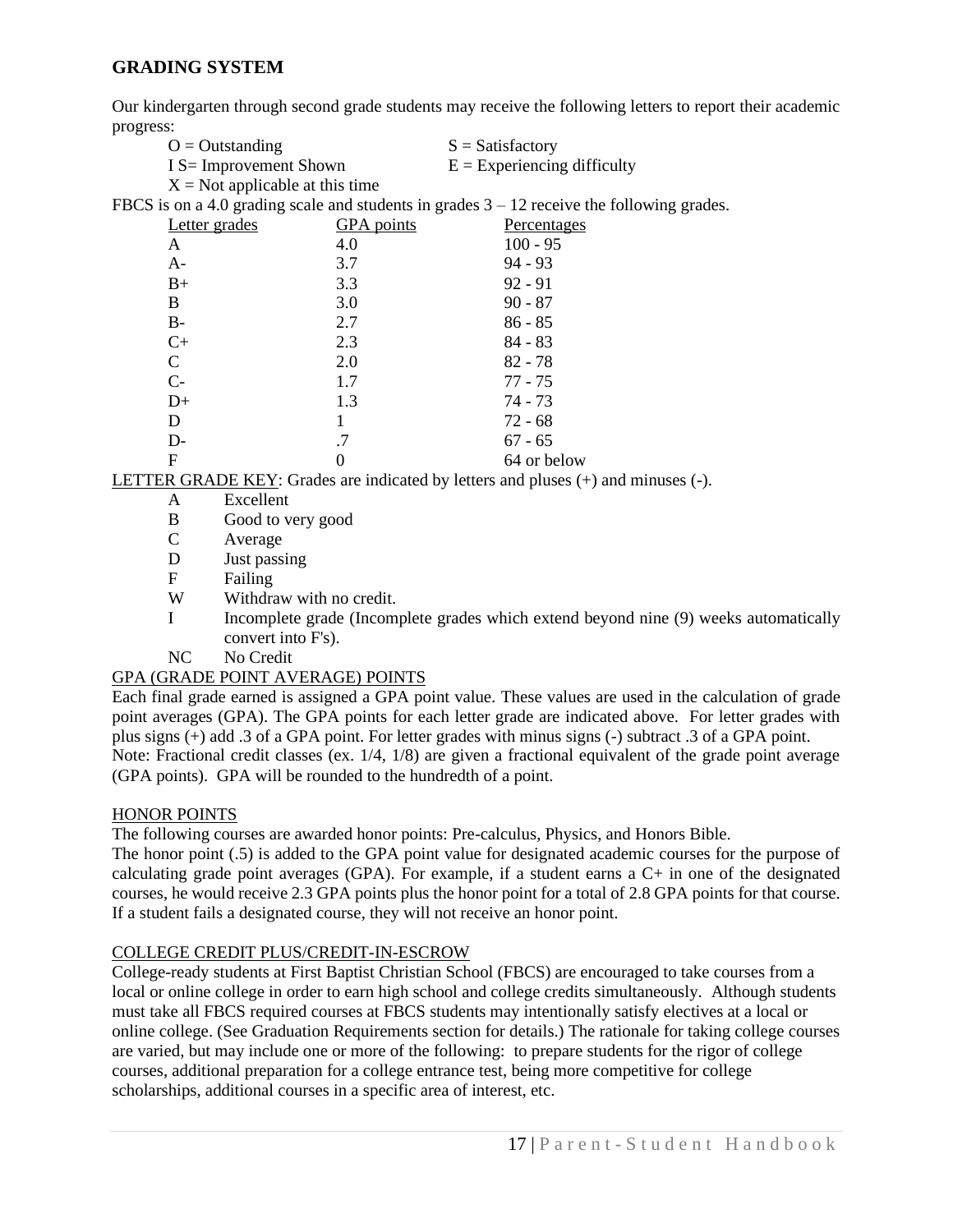## GRADING SYSTEM

Our kindergarten through second grade students may receive the following letters to report their academic progress:

O = Outstanding
S = Satisfactory
I S= Improvement Shown
E = Experiencing difficulty
X = Not applicable at this time

FBCS is on a 4.0 grading scale and students in grades 3 – 12 receive the following grades.

| Letter grades | GPA points | Percentages |
|---|---|---|
| A | 4.0 | 100 - 95 |
| A- | 3.7 | 94 - 93 |
| B+ | 3.3 | 92 - 91 |
| B | 3.0 | 90 - 87 |
| B- | 2.7 | 86 - 85 |
| C+ | 2.3 | 84 - 83 |
| C | 2.0 | 82 - 78 |
| C- | 1.7 | 77 - 75 |
| D+ | 1.3 | 74 - 73 |
| D | 1 | 72 - 68 |
| D- | .7 | 67 - 65 |
| F | 0 | 64 or below |

LETTER GRADE KEY: Grades are indicated by letters and pluses (+) and minuses (-).

- A Excellent
- B Good to very good
- C Average
- D Just passing
- F Failing
- W Withdraw with no credit.
- I Incomplete grade (Incomplete grades which extend beyond nine (9) weeks automatically convert into F's).
- NC No Credit

GPA (GRADE POINT AVERAGE) POINTS

Each final grade earned is assigned a GPA point value. These values are used in the calculation of grade point averages (GPA). The GPA points for each letter grade are indicated above. For letter grades with plus signs (+) add .3 of a GPA point. For letter grades with minus signs (-) subtract .3 of a GPA point.
Note: Fractional credit classes (ex. 1/4, 1/8) are given a fractional equivalent of the grade point average (GPA points). GPA will be rounded to the hundredth of a point.

HONOR POINTS

The following courses are awarded honor points: Pre-calculus, Physics, and Honors Bible.
The honor point (.5) is added to the GPA point value for designated academic courses for the purpose of calculating grade point averages (GPA). For example, if a student earns a C+ in one of the designated courses, he would receive 2.3 GPA points plus the honor point for a total of 2.8 GPA points for that course. If a student fails a designated course, they will not receive an honor point.

COLLEGE CREDIT PLUS/CREDIT-IN-ESCROW

College-ready students at First Baptist Christian School (FBCS) are encouraged to take courses from a local or online college in order to earn high school and college credits simultaneously. Although students must take all FBCS required courses at FBCS students may intentionally satisfy electives at a local or online college. (See Graduation Requirements section for details.) The rationale for taking college courses are varied, but may include one or more of the following: to prepare students for the rigor of college courses, additional preparation for a college entrance test, being more competitive for college scholarships, additional courses in a specific area of interest, etc.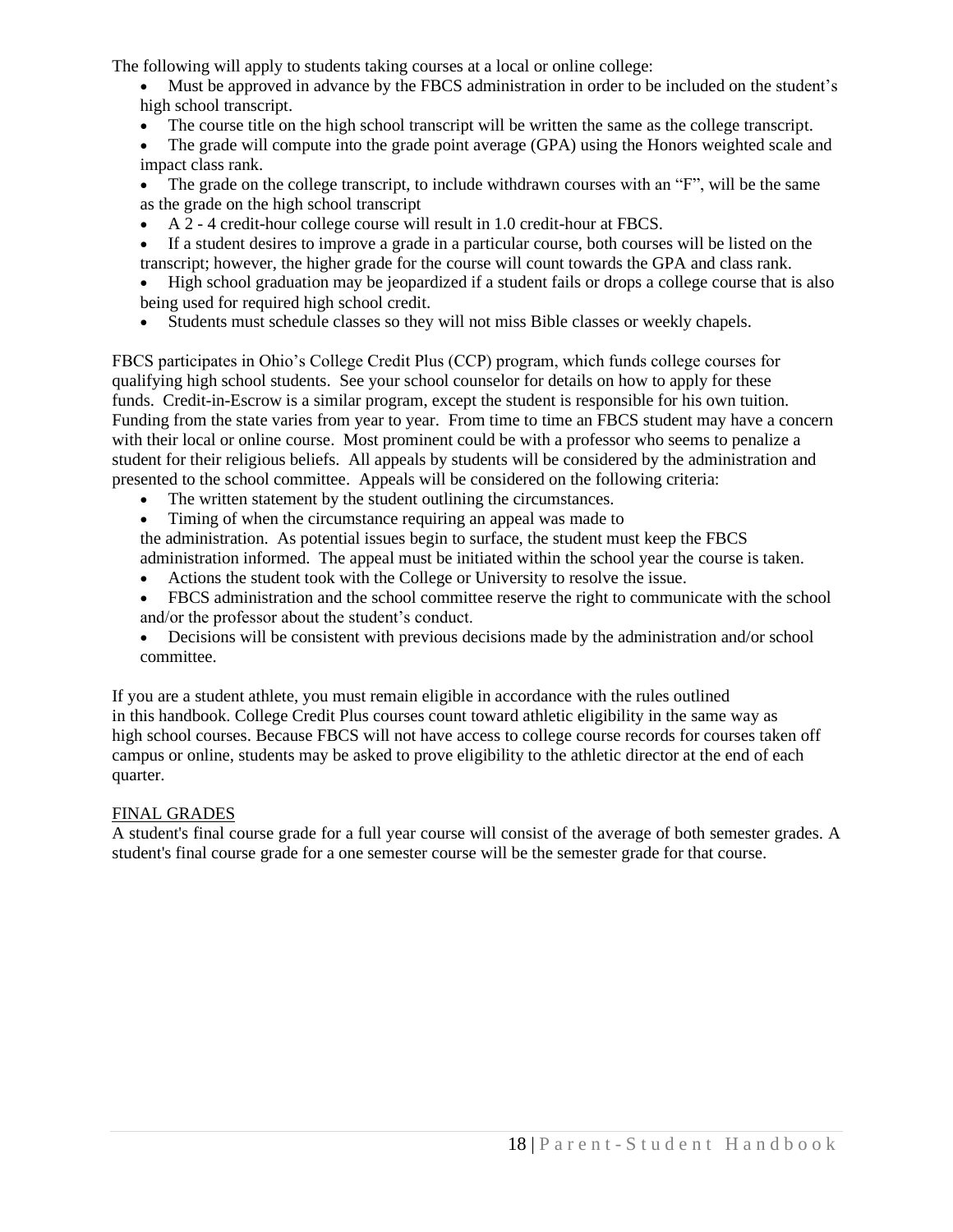The following will apply to students taking courses at a local or online college:

- Must be approved in advance by the FBCS administration in order to be included on the student's high school transcript.
- The course title on the high school transcript will be written the same as the college transcript.
- The grade will compute into the grade point average (GPA) using the Honors weighted scale and impact class rank.
- The grade on the college transcript, to include withdrawn courses with an "F", will be the same as the grade on the high school transcript
- A 2 - 4 credit-hour college course will result in 1.0 credit-hour at FBCS.
- If a student desires to improve a grade in a particular course, both courses will be listed on the transcript; however, the higher grade for the course will count towards the GPA and class rank.
- High school graduation may be jeopardized if a student fails or drops a college course that is also being used for required high school credit.
- Students must schedule classes so they will not miss Bible classes or weekly chapels.

FBCS participates in Ohio's College Credit Plus (CCP) program, which funds college courses for qualifying high school students. See your school counselor for details on how to apply for these funds. Credit-in-Escrow is a similar program, except the student is responsible for his own tuition. Funding from the state varies from year to year. From time to time an FBCS student may have a concern with their local or online course. Most prominent could be with a professor who seems to penalize a student for their religious beliefs. All appeals by students will be considered by the administration and presented to the school committee. Appeals will be considered on the following criteria:

- The written statement by the student outlining the circumstances.
- Timing of when the circumstance requiring an appeal was made to the administration. As potential issues begin to surface, the student must keep the FBCS administration informed. The appeal must be initiated within the school year the course is taken.
- Actions the student took with the College or University to resolve the issue.
- FBCS administration and the school committee reserve the right to communicate with the school and/or the professor about the student's conduct.
- Decisions will be consistent with previous decisions made by the administration and/or school committee.

If you are a student athlete, you must remain eligible in accordance with the rules outlined in this handbook. College Credit Plus courses count toward athletic eligibility in the same way as high school courses. Because FBCS will not have access to college course records for courses taken off campus or online, students may be asked to prove eligibility to the athletic director at the end of each quarter.

## FINAL GRADES

A student's final course grade for a full year course will consist of the average of both semester grades. A student's final course grade for a one semester course will be the semester grade for that course.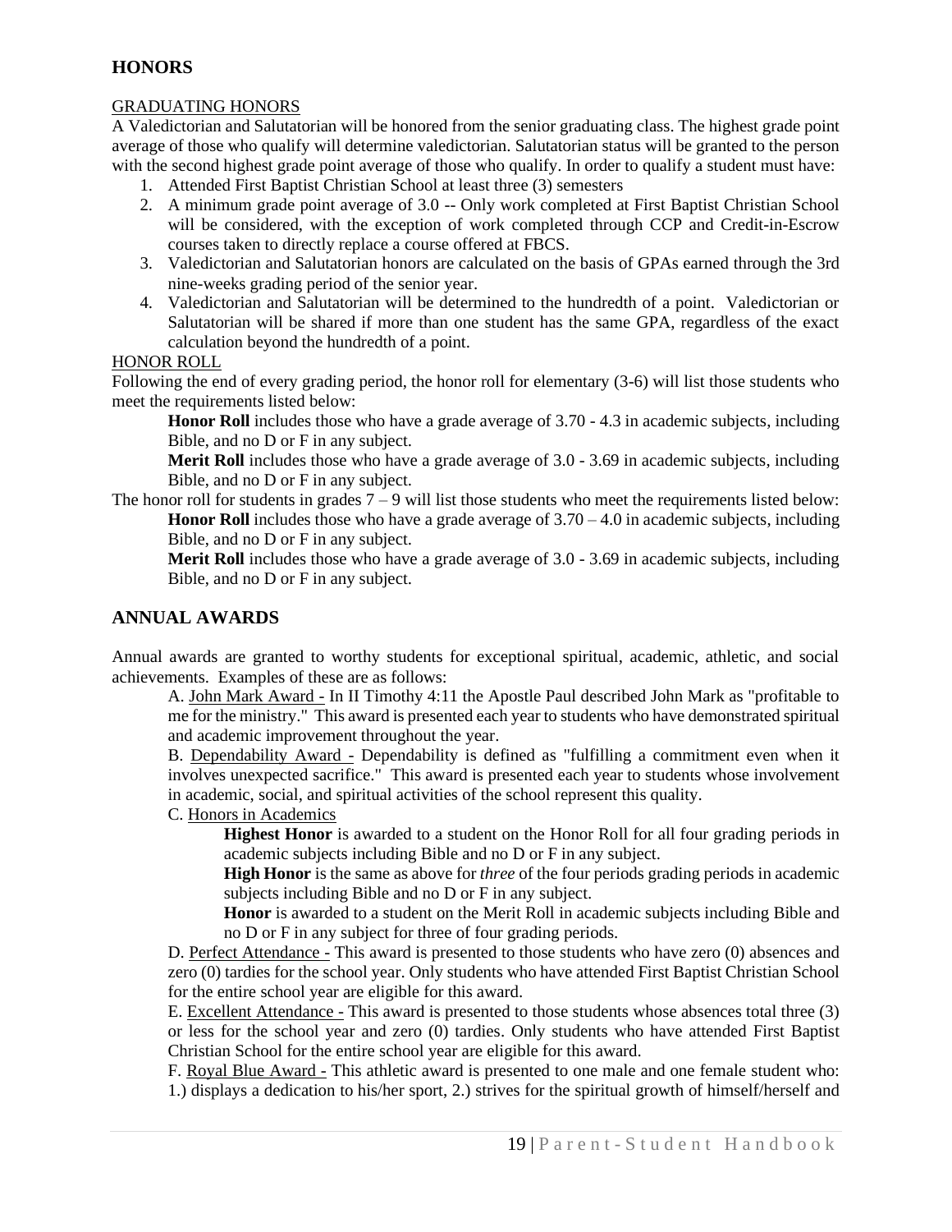## HONORS

GRADUATING HONORS

A Valedictorian and Salutatorian will be honored from the senior graduating class. The highest grade point average of those who qualify will determine valedictorian. Salutatorian status will be granted to the person with the second highest grade point average of those who qualify. In order to qualify a student must have:

1. Attended First Baptist Christian School at least three (3) semesters
2. A minimum grade point average of 3.0 -- Only work completed at First Baptist Christian School will be considered, with the exception of work completed through CCP and Credit-in-Escrow courses taken to directly replace a course offered at FBCS.
3. Valedictorian and Salutatorian honors are calculated on the basis of GPAs earned through the 3rd nine-weeks grading period of the senior year.
4. Valedictorian and Salutatorian will be determined to the hundredth of a point. Valedictorian or Salutatorian will be shared if more than one student has the same GPA, regardless of the exact calculation beyond the hundredth of a point.

HONOR ROLL

Following the end of every grading period, the honor roll for elementary (3-6) will list those students who meet the requirements listed below:

**Honor Roll** includes those who have a grade average of 3.70 - 4.3 in academic subjects, including Bible, and no D or F in any subject.

**Merit Roll** includes those who have a grade average of 3.0 - 3.69 in academic subjects, including Bible, and no D or F in any subject.

The honor roll for students in grades 7 – 9 will list those students who meet the requirements listed below:

**Honor Roll** includes those who have a grade average of 3.70 – 4.0 in academic subjects, including Bible, and no D or F in any subject.

**Merit Roll** includes those who have a grade average of 3.0 - 3.69 in academic subjects, including Bible, and no D or F in any subject.

## ANNUAL AWARDS

Annual awards are granted to worthy students for exceptional spiritual, academic, athletic, and social achievements. Examples of these are as follows:

A. John Mark Award - In II Timothy 4:11 the Apostle Paul described John Mark as "profitable to me for the ministry." This award is presented each year to students who have demonstrated spiritual and academic improvement throughout the year.

B. Dependability Award - Dependability is defined as "fulfilling a commitment even when it involves unexpected sacrifice." This award is presented each year to students whose involvement in academic, social, and spiritual activities of the school represent this quality.

C. Honors in Academics

**Highest Honor** is awarded to a student on the Honor Roll for all four grading periods in academic subjects including Bible and no D or F in any subject.

**High Honor** is the same as above for *three* of the four periods grading periods in academic subjects including Bible and no D or F in any subject.

**Honor** is awarded to a student on the Merit Roll in academic subjects including Bible and no D or F in any subject for three of four grading periods.

D. Perfect Attendance - This award is presented to those students who have zero (0) absences and zero (0) tardies for the school year. Only students who have attended First Baptist Christian School for the entire school year are eligible for this award.

E. Excellent Attendance - This award is presented to those students whose absences total three (3) or less for the school year and zero (0) tardies. Only students who have attended First Baptist Christian School for the entire school year are eligible for this award.

F. Royal Blue Award - This athletic award is presented to one male and one female student who: 1.) displays a dedication to his/her sport, 2.) strives for the spiritual growth of himself/herself and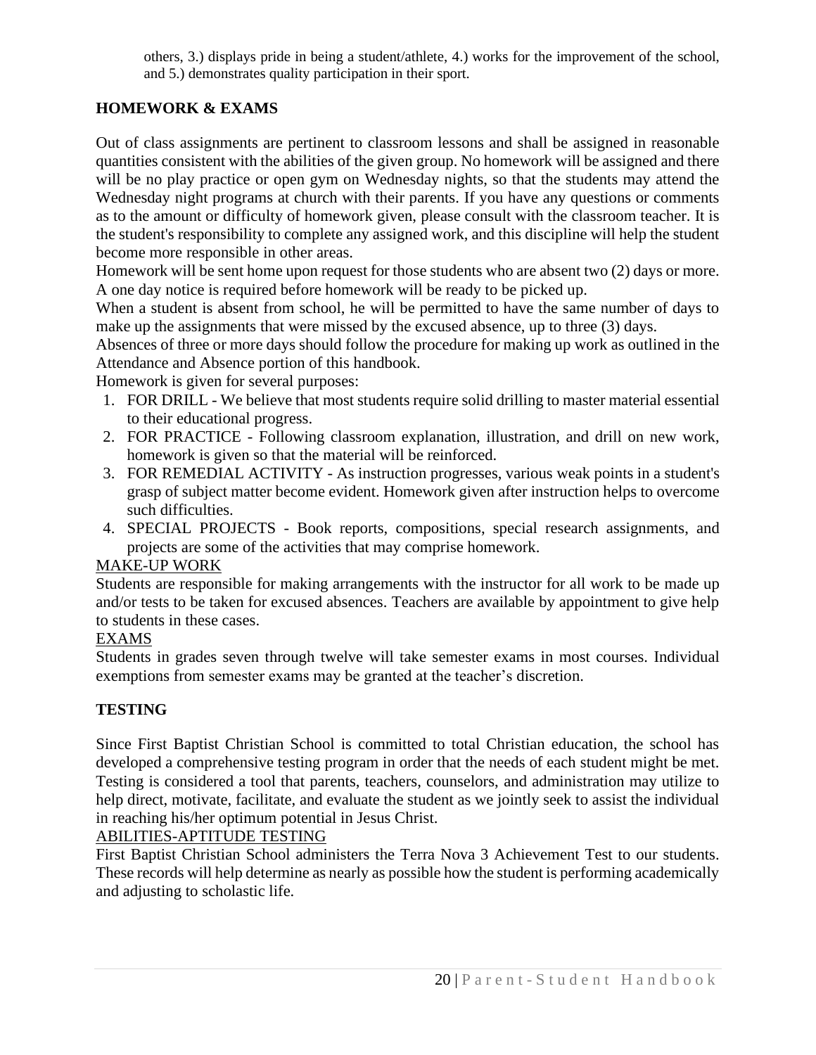others, 3.) displays pride in being a student/athlete, 4.) works for the improvement of the school, and 5.) demonstrates quality participation in their sport.

## HOMEWORK & EXAMS

Out of class assignments are pertinent to classroom lessons and shall be assigned in reasonable quantities consistent with the abilities of the given group. No homework will be assigned and there will be no play practice or open gym on Wednesday nights, so that the students may attend the Wednesday night programs at church with their parents. If you have any questions or comments as to the amount or difficulty of homework given, please consult with the classroom teacher. It is the student's responsibility to complete any assigned work, and this discipline will help the student become more responsible in other areas.

Homework will be sent home upon request for those students who are absent two (2) days or more. A one day notice is required before homework will be ready to be picked up.

When a student is absent from school, he will be permitted to have the same number of days to make up the assignments that were missed by the excused absence, up to three (3) days.

Absences of three or more days should follow the procedure for making up work as outlined in the Attendance and Absence portion of this handbook.

Homework is given for several purposes:

1. FOR DRILL - We believe that most students require solid drilling to master material essential to their educational progress.
2. FOR PRACTICE - Following classroom explanation, illustration, and drill on new work, homework is given so that the material will be reinforced.
3. FOR REMEDIAL ACTIVITY - As instruction progresses, various weak points in a student's grasp of subject matter become evident. Homework given after instruction helps to overcome such difficulties.
4. SPECIAL PROJECTS - Book reports, compositions, special research assignments, and projects are some of the activities that may comprise homework.

<u>MAKE-UP WORK</u>

Students are responsible for making arrangements with the instructor for all work to be made up and/or tests to be taken for excused absences. Teachers are available by appointment to give help to students in these cases.

<u>EXAMS</u>

Students in grades seven through twelve will take semester exams in most courses. Individual exemptions from semester exams may be granted at the teacher’s discretion.

## TESTING

Since First Baptist Christian School is committed to total Christian education, the school has developed a comprehensive testing program in order that the needs of each student might be met. Testing is considered a tool that parents, teachers, counselors, and administration may utilize to help direct, motivate, facilitate, and evaluate the student as we jointly seek to assist the individual in reaching his/her optimum potential in Jesus Christ.

<u>ABILITIES-APTITUDE TESTING</u>

First Baptist Christian School administers the Terra Nova 3 Achievement Test to our students. These records will help determine as nearly as possible how the student is performing academically and adjusting to scholastic life.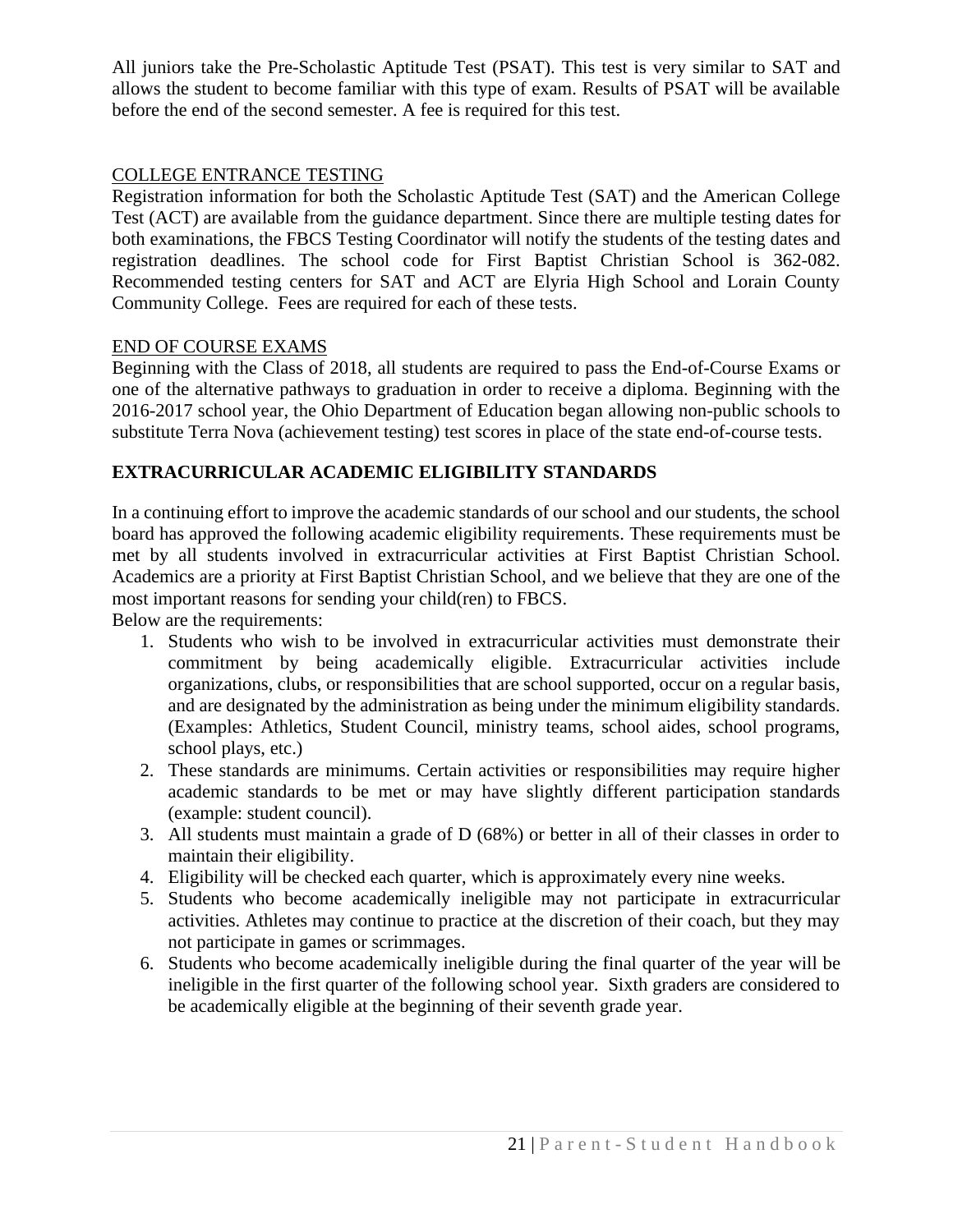All juniors take the Pre-Scholastic Aptitude Test (PSAT). This test is very similar to SAT and allows the student to become familiar with this type of exam. Results of PSAT will be available before the end of the second semester. A fee is required for this test.

COLLEGE ENTRANCE TESTING

Registration information for both the Scholastic Aptitude Test (SAT) and the American College Test (ACT) are available from the guidance department. Since there are multiple testing dates for both examinations, the FBCS Testing Coordinator will notify the students of the testing dates and registration deadlines. The school code for First Baptist Christian School is 362-082. Recommended testing centers for SAT and ACT are Elyria High School and Lorain County Community College. Fees are required for each of these tests.

END OF COURSE EXAMS

Beginning with the Class of 2018, all students are required to pass the End-of-Course Exams or one of the alternative pathways to graduation in order to receive a diploma. Beginning with the 2016-2017 school year, the Ohio Department of Education began allowing non-public schools to substitute Terra Nova (achievement testing) test scores in place of the state end-of-course tests.

## EXTRACURRICULAR ACADEMIC ELIGIBILITY STANDARDS

In a continuing effort to improve the academic standards of our school and our students, the school board has approved the following academic eligibility requirements. These requirements must be met by all students involved in extracurricular activities at First Baptist Christian School. Academics are a priority at First Baptist Christian School, and we believe that they are one of the most important reasons for sending your child(ren) to FBCS.

Below are the requirements:

1. Students who wish to be involved in extracurricular activities must demonstrate their commitment by being academically eligible. Extracurricular activities include organizations, clubs, or responsibilities that are school supported, occur on a regular basis, and are designated by the administration as being under the minimum eligibility standards. (Examples: Athletics, Student Council, ministry teams, school aides, school programs, school plays, etc.)
2. These standards are minimums. Certain activities or responsibilities may require higher academic standards to be met or may have slightly different participation standards (example: student council).
3. All students must maintain a grade of D (68%) or better in all of their classes in order to maintain their eligibility.
4. Eligibility will be checked each quarter, which is approximately every nine weeks.
5. Students who become academically ineligible may not participate in extracurricular activities. Athletes may continue to practice at the discretion of their coach, but they may not participate in games or scrimmages.
6. Students who become academically ineligible during the final quarter of the year will be ineligible in the first quarter of the following school year. Sixth graders are considered to be academically eligible at the beginning of their seventh grade year.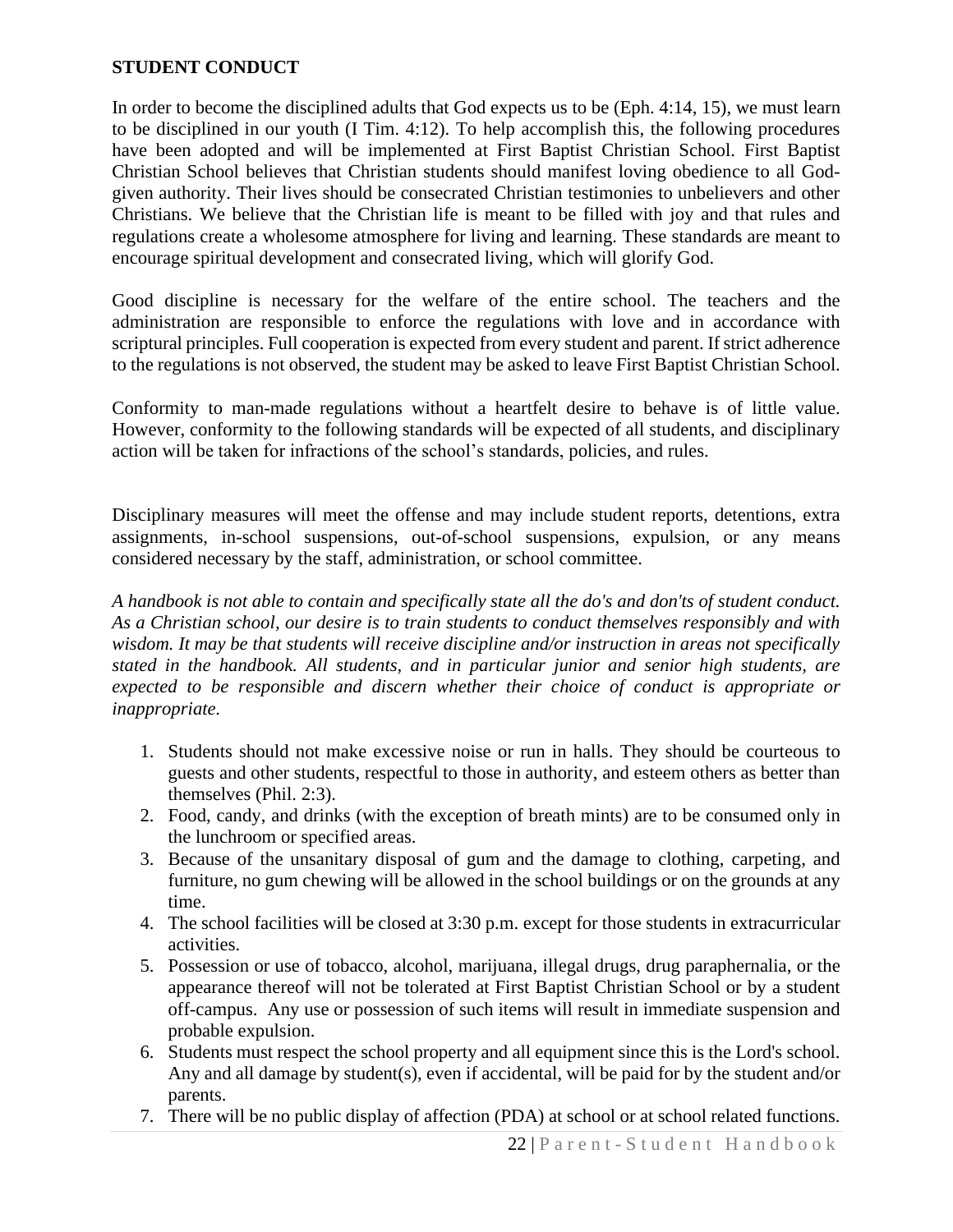**STUDENT CONDUCT**

In order to become the disciplined adults that God expects us to be (Eph. 4:14, 15), we must learn to be disciplined in our youth (I Tim. 4:12). To help accomplish this, the following procedures have been adopted and will be implemented at First Baptist Christian School. First Baptist Christian School believes that Christian students should manifest loving obedience to all God-given authority. Their lives should be consecrated Christian testimonies to unbelievers and other Christians. We believe that the Christian life is meant to be filled with joy and that rules and regulations create a wholesome atmosphere for living and learning. These standards are meant to encourage spiritual development and consecrated living, which will glorify God.

Good discipline is necessary for the welfare of the entire school. The teachers and the administration are responsible to enforce the regulations with love and in accordance with scriptural principles. Full cooperation is expected from every student and parent. If strict adherence to the regulations is not observed, the student may be asked to leave First Baptist Christian School.

Conformity to man-made regulations without a heartfelt desire to behave is of little value. However, conformity to the following standards will be expected of all students, and disciplinary action will be taken for infractions of the school's standards, policies, and rules.

Disciplinary measures will meet the offense and may include student reports, detentions, extra assignments, in-school suspensions, out-of-school suspensions, expulsion, or any means considered necessary by the staff, administration, or school committee.

*A handbook is not able to contain and specifically state all the do's and don'ts of student conduct. As a Christian school, our desire is to train students to conduct themselves responsibly and with wisdom. It may be that students will receive discipline and/or instruction in areas not specifically stated in the handbook. All students, and in particular junior and senior high students, are expected to be responsible and discern whether their choice of conduct is appropriate or inappropriate.*

1. Students should not make excessive noise or run in halls. They should be courteous to guests and other students, respectful to those in authority, and esteem others as better than themselves (Phil. 2:3).
2. Food, candy, and drinks (with the exception of breath mints) are to be consumed only in the lunchroom or specified areas.
3. Because of the unsanitary disposal of gum and the damage to clothing, carpeting, and furniture, no gum chewing will be allowed in the school buildings or on the grounds at any time.
4. The school facilities will be closed at 3:30 p.m. except for those students in extracurricular activities.
5. Possession or use of tobacco, alcohol, marijuana, illegal drugs, drug paraphernalia, or the appearance thereof will not be tolerated at First Baptist Christian School or by a student off-campus. Any use or possession of such items will result in immediate suspension and probable expulsion.
6. Students must respect the school property and all equipment since this is the Lord's school. Any and all damage by student(s), even if accidental, will be paid for by the student and/or parents.
7. There will be no public display of affection (PDA) at school or at school related functions.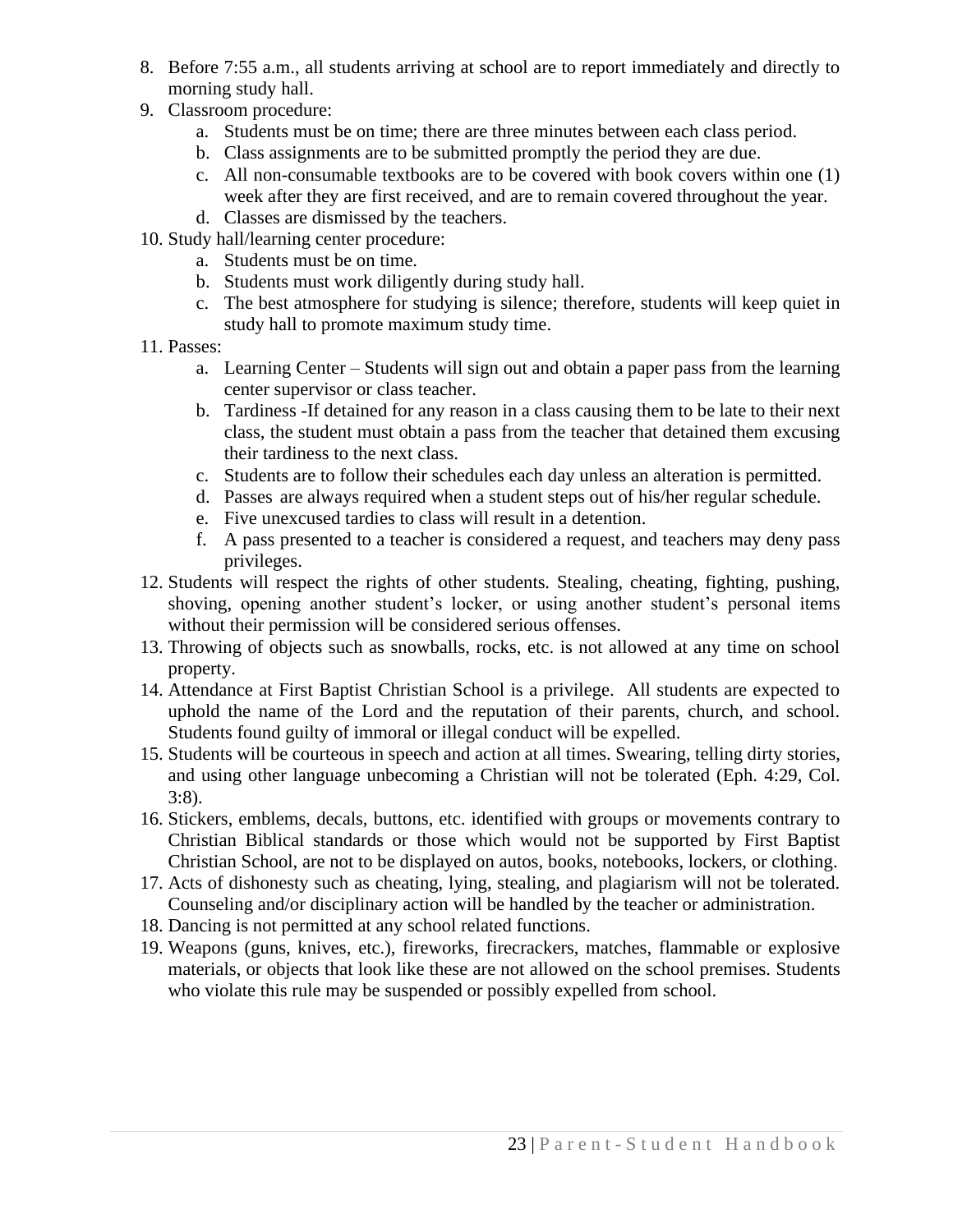8. Before 7:55 a.m., all students arriving at school are to report immediately and directly to morning study hall.
9. Classroom procedure:
    a. Students must be on time; there are three minutes between each class period.
    b. Class assignments are to be submitted promptly the period they are due.
    c. All non-consumable textbooks are to be covered with book covers within one (1) week after they are first received, and are to remain covered throughout the year.
    d. Classes are dismissed by the teachers.
10. Study hall/learning center procedure:
    a. Students must be on time.
    b. Students must work diligently during study hall.
    c. The best atmosphere for studying is silence; therefore, students will keep quiet in study hall to promote maximum study time.
11. Passes:
    a. Learning Center – Students will sign out and obtain a paper pass from the learning center supervisor or class teacher.
    b. Tardiness -If detained for any reason in a class causing them to be late to their next class, the student must obtain a pass from the teacher that detained them excusing their tardiness to the next class.
    c. Students are to follow their schedules each day unless an alteration is permitted.
    d. Passes are always required when a student steps out of his/her regular schedule.
    e. Five unexcused tardies to class will result in a detention.
    f. A pass presented to a teacher is considered a request, and teachers may deny pass privileges.
12. Students will respect the rights of other students. Stealing, cheating, fighting, pushing, shoving, opening another student's locker, or using another student's personal items without their permission will be considered serious offenses.
13. Throwing of objects such as snowballs, rocks, etc. is not allowed at any time on school property.
14. Attendance at First Baptist Christian School is a privilege. All students are expected to uphold the name of the Lord and the reputation of their parents, church, and school. Students found guilty of immoral or illegal conduct will be expelled.
15. Students will be courteous in speech and action at all times. Swearing, telling dirty stories, and using other language unbecoming a Christian will not be tolerated (Eph. 4:29, Col. 3:8).
16. Stickers, emblems, decals, buttons, etc. identified with groups or movements contrary to Christian Biblical standards or those which would not be supported by First Baptist Christian School, are not to be displayed on autos, books, notebooks, lockers, or clothing.
17. Acts of dishonesty such as cheating, lying, stealing, and plagiarism will not be tolerated. Counseling and/or disciplinary action will be handled by the teacher or administration.
18. Dancing is not permitted at any school related functions.
19. Weapons (guns, knives, etc.), fireworks, firecrackers, matches, flammable or explosive materials, or objects that look like these are not allowed on the school premises. Students who violate this rule may be suspended or possibly expelled from school.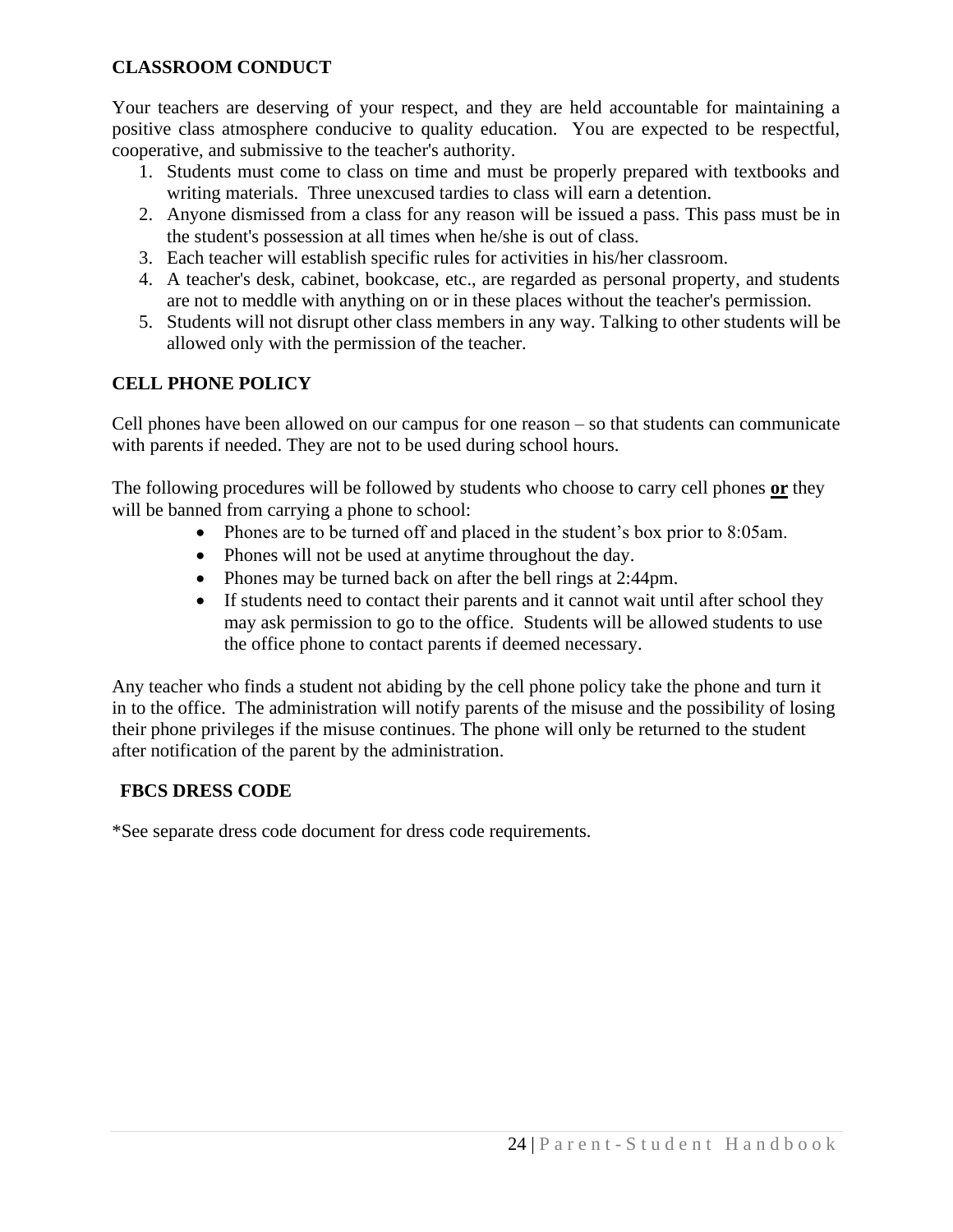## CLASSROOM CONDUCT

Your teachers are deserving of your respect, and they are held accountable for maintaining a positive class atmosphere conducive to quality education. You are expected to be respectful, cooperative, and submissive to the teacher's authority.

1. Students must come to class on time and must be properly prepared with textbooks and writing materials. Three unexcused tardies to class will earn a detention.
2. Anyone dismissed from a class for any reason will be issued a pass. This pass must be in the student's possession at all times when he/she is out of class.
3. Each teacher will establish specific rules for activities in his/her classroom.
4. A teacher's desk, cabinet, bookcase, etc., are regarded as personal property, and students are not to meddle with anything on or in these places without the teacher's permission.
5. Students will not disrupt other class members in any way. Talking to other students will be allowed only with the permission of the teacher.

## CELL PHONE POLICY

Cell phones have been allowed on our campus for one reason – so that students can communicate with parents if needed. They are not to be used during school hours.

The following procedures will be followed by students who choose to carry cell phones **or** they will be banned from carrying a phone to school:

- Phones are to be turned off and placed in the student's box prior to 8:05am.
- Phones will not be used at anytime throughout the day.
- Phones may be turned back on after the bell rings at 2:44pm.
- If students need to contact their parents and it cannot wait until after school they may ask permission to go to the office. Students will be allowed students to use the office phone to contact parents if deemed necessary.

Any teacher who finds a student not abiding by the cell phone policy take the phone and turn it in to the office. The administration will notify parents of the misuse and the possibility of losing their phone privileges if the misuse continues. The phone will only be returned to the student after notification of the parent by the administration.

## FBCS DRESS CODE

*See separate dress code document for dress code requirements.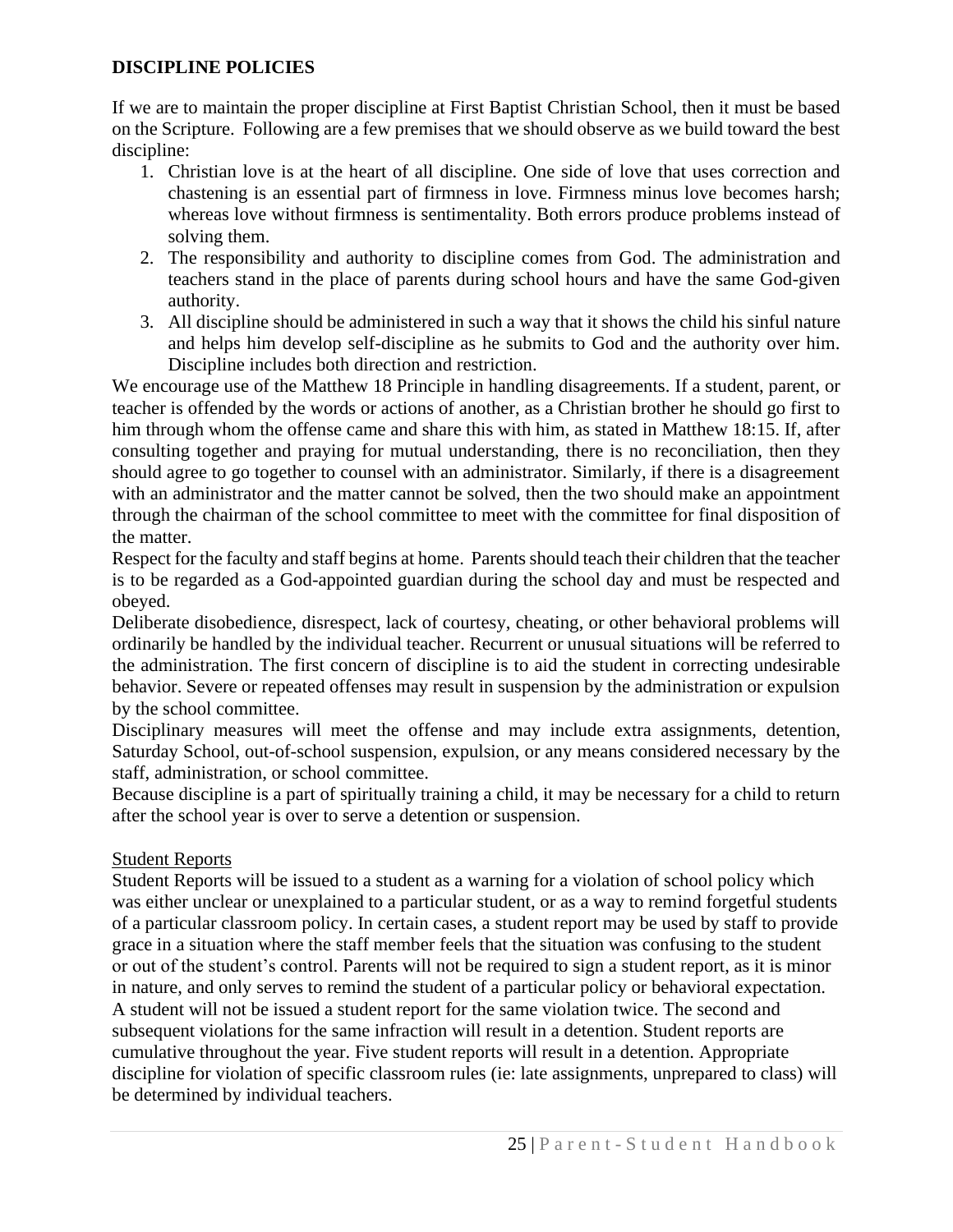## DISCIPLINE POLICIES

If we are to maintain the proper discipline at First Baptist Christian School, then it must be based on the Scripture. Following are a few premises that we should observe as we build toward the best discipline:

1. Christian love is at the heart of all discipline. One side of love that uses correction and chastening is an essential part of firmness in love. Firmness minus love becomes harsh; whereas love without firmness is sentimentality. Both errors produce problems instead of solving them.
2. The responsibility and authority to discipline comes from God. The administration and teachers stand in the place of parents during school hours and have the same God-given authority.
3. All discipline should be administered in such a way that it shows the child his sinful nature and helps him develop self-discipline as he submits to God and the authority over him. Discipline includes both direction and restriction.

We encourage use of the Matthew 18 Principle in handling disagreements. If a student, parent, or teacher is offended by the words or actions of another, as a Christian brother he should go first to him through whom the offense came and share this with him, as stated in Matthew 18:15. If, after consulting together and praying for mutual understanding, there is no reconciliation, then they should agree to go together to counsel with an administrator. Similarly, if there is a disagreement with an administrator and the matter cannot be solved, then the two should make an appointment through the chairman of the school committee to meet with the committee for final disposition of the matter.

Respect for the faculty and staff begins at home. Parents should teach their children that the teacher is to be regarded as a God-appointed guardian during the school day and must be respected and obeyed.

Deliberate disobedience, disrespect, lack of courtesy, cheating, or other behavioral problems will ordinarily be handled by the individual teacher. Recurrent or unusual situations will be referred to the administration. The first concern of discipline is to aid the student in correcting undesirable behavior. Severe or repeated offenses may result in suspension by the administration or expulsion by the school committee.

Disciplinary measures will meet the offense and may include extra assignments, detention, Saturday School, out-of-school suspension, expulsion, or any means considered necessary by the staff, administration, or school committee.

Because discipline is a part of spiritually training a child, it may be necessary for a child to return after the school year is over to serve a detention or suspension.

### Student Reports

Student Reports will be issued to a student as a warning for a violation of school policy which was either unclear or unexplained to a particular student, or as a way to remind forgetful students of a particular classroom policy. In certain cases, a student report may be used by staff to provide grace in a situation where the staff member feels that the situation was confusing to the student or out of the student's control. Parents will not be required to sign a student report, as it is minor in nature, and only serves to remind the student of a particular policy or behavioral expectation. A student will not be issued a student report for the same violation twice. The second and subsequent violations for the same infraction will result in a detention. Student reports are cumulative throughout the year. Five student reports will result in a detention. Appropriate discipline for violation of specific classroom rules (ie: late assignments, unprepared to class) will be determined by individual teachers.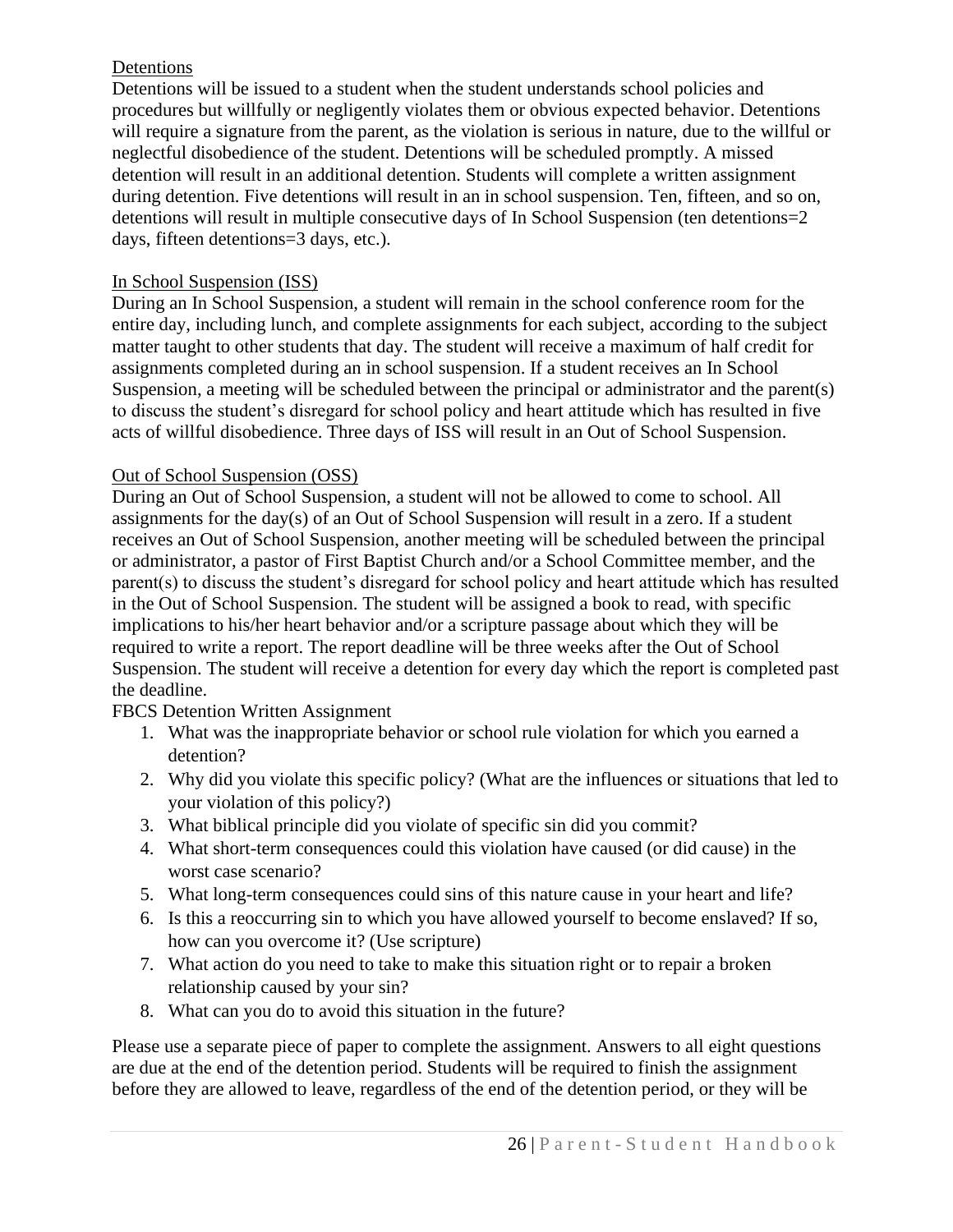## Detentions

Detentions will be issued to a student when the student understands school policies and procedures but willfully or negligently violates them or obvious expected behavior. Detentions will require a signature from the parent, as the violation is serious in nature, due to the willful or neglectful disobedience of the student. Detentions will be scheduled promptly. A missed detention will result in an additional detention. Students will complete a written assignment during detention. Five detentions will result in an in school suspension. Ten, fifteen, and so on, detentions will result in multiple consecutive days of In School Suspension (ten detentions=2 days, fifteen detentions=3 days, etc.).

## In School Suspension (ISS)

During an In School Suspension, a student will remain in the school conference room for the entire day, including lunch, and complete assignments for each subject, according to the subject matter taught to other students that day. The student will receive a maximum of half credit for assignments completed during an in school suspension. If a student receives an In School Suspension, a meeting will be scheduled between the principal or administrator and the parent(s) to discuss the student's disregard for school policy and heart attitude which has resulted in five acts of willful disobedience. Three days of ISS will result in an Out of School Suspension.

## Out of School Suspension (OSS)

During an Out of School Suspension, a student will not be allowed to come to school. All assignments for the day(s) of an Out of School Suspension will result in a zero. If a student receives an Out of School Suspension, another meeting will be scheduled between the principal or administrator, a pastor of First Baptist Church and/or a School Committee member, and the parent(s) to discuss the student's disregard for school policy and heart attitude which has resulted in the Out of School Suspension. The student will be assigned a book to read, with specific implications to his/her heart behavior and/or a scripture passage about which they will be required to write a report. The report deadline will be three weeks after the Out of School Suspension. The student will receive a detention for every day which the report is completed past the deadline.

FBCS Detention Written Assignment

1. What was the inappropriate behavior or school rule violation for which you earned a detention?
2. Why did you violate this specific policy? (What are the influences or situations that led to your violation of this policy?)
3. What biblical principle did you violate of specific sin did you commit?
4. What short-term consequences could this violation have caused (or did cause) in the worst case scenario?
5. What long-term consequences could sins of this nature cause in your heart and life?
6. Is this a reoccurring sin to which you have allowed yourself to become enslaved? If so, how can you overcome it? (Use scripture)
7. What action do you need to take to make this situation right or to repair a broken relationship caused by your sin?
8. What can you do to avoid this situation in the future?

Please use a separate piece of paper to complete the assignment. Answers to all eight questions are due at the end of the detention period. Students will be required to finish the assignment before they are allowed to leave, regardless of the end of the detention period, or they will be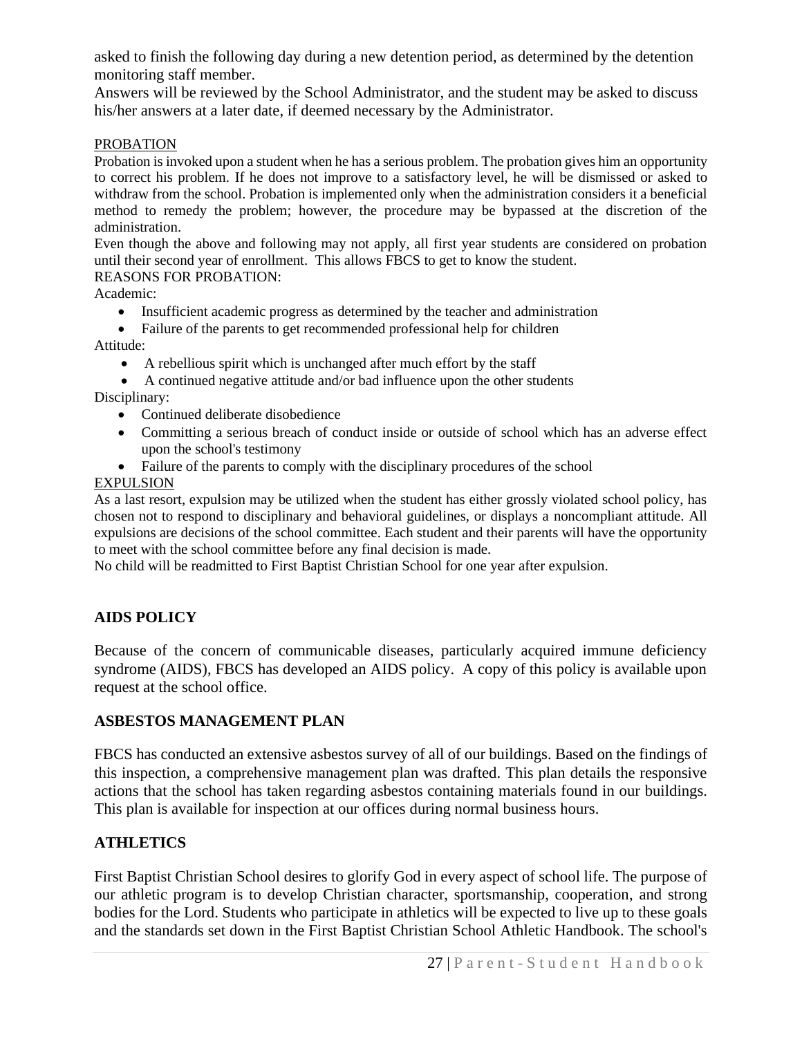asked to finish the following day during a new detention period, as determined by the detention monitoring staff member.

Answers will be reviewed by the School Administrator, and the student may be asked to discuss his/her answers at a later date, if deemed necessary by the Administrator.

PROBATION

Probation is invoked upon a student when he has a serious problem. The probation gives him an opportunity to correct his problem. If he does not improve to a satisfactory level, he will be dismissed or asked to withdraw from the school. Probation is implemented only when the administration considers it a beneficial method to remedy the problem; however, the procedure may be bypassed at the discretion of the administration.

Even though the above and following may not apply, all first year students are considered on probation until their second year of enrollment. This allows FBCS to get to know the student.

REASONS FOR PROBATION:

Academic:

- Insufficient academic progress as determined by the teacher and administration
- Failure of the parents to get recommended professional help for children

Attitude:

- A rebellious spirit which is unchanged after much effort by the staff
- A continued negative attitude and/or bad influence upon the other students

Disciplinary:

- Continued deliberate disobedience
- Committing a serious breach of conduct inside or outside of school which has an adverse effect upon the school's testimony
- Failure of the parents to comply with the disciplinary procedures of the school

EXPULSION

As a last resort, expulsion may be utilized when the student has either grossly violated school policy, has chosen not to respond to disciplinary and behavioral guidelines, or displays a noncompliant attitude. All expulsions are decisions of the school committee. Each student and their parents will have the opportunity to meet with the school committee before any final decision is made.

No child will be readmitted to First Baptist Christian School for one year after expulsion.

## AIDS POLICY

Because of the concern of communicable diseases, particularly acquired immune deficiency syndrome (AIDS), FBCS has developed an AIDS policy. A copy of this policy is available upon request at the school office.

## ASBESTOS MANAGEMENT PLAN

FBCS has conducted an extensive asbestos survey of all of our buildings. Based on the findings of this inspection, a comprehensive management plan was drafted. This plan details the responsive actions that the school has taken regarding asbestos containing materials found in our buildings. This plan is available for inspection at our offices during normal business hours.

## ATHLETICS

First Baptist Christian School desires to glorify God in every aspect of school life. The purpose of our athletic program is to develop Christian character, sportsmanship, cooperation, and strong bodies for the Lord. Students who participate in athletics will be expected to live up to these goals and the standards set down in the First Baptist Christian School Athletic Handbook. The school's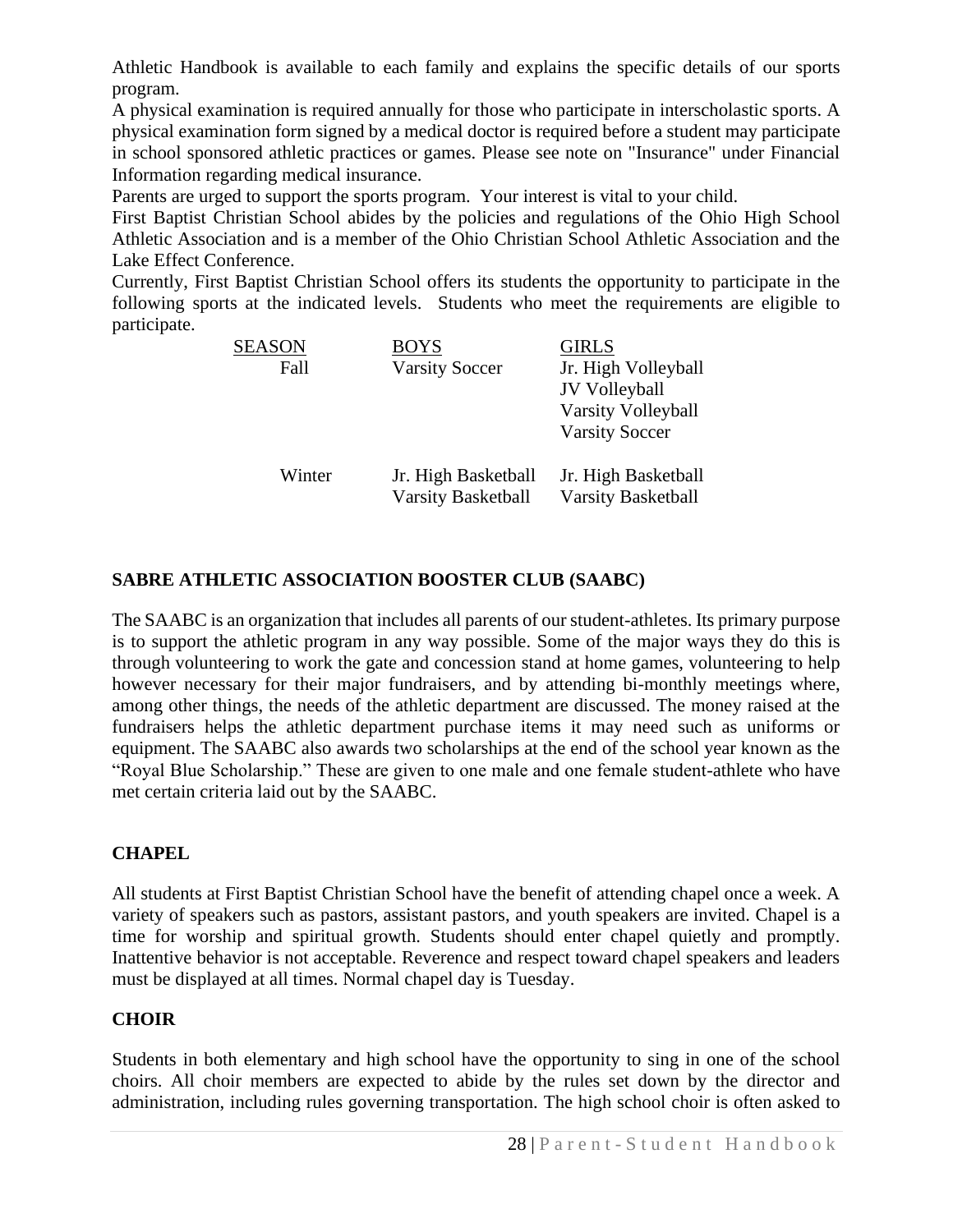Athletic Handbook is available to each family and explains the specific details of our sports program.

A physical examination is required annually for those who participate in interscholastic sports. A physical examination form signed by a medical doctor is required before a student may participate in school sponsored athletic practices or games. Please see note on "Insurance" under Financial Information regarding medical insurance.

Parents are urged to support the sports program. Your interest is vital to your child.

First Baptist Christian School abides by the policies and regulations of the Ohio High School Athletic Association and is a member of the Ohio Christian School Athletic Association and the Lake Effect Conference.

Currently, First Baptist Christian School offers its students the opportunity to participate in the following sports at the indicated levels. Students who meet the requirements are eligible to participate.

| SEASON | BOYS | GIRLS |
|---|---|---|
| Fall | Varsity Soccer | Jr. High Volleyball<br>JV Volleyball<br>Varsity Volleyball<br>Varsity Soccer |
| Winter | Jr. High Basketball<br>Varsity Basketball | Jr. High Basketball<br>Varsity Basketball |

**SABRE ATHLETIC ASSOCIATION BOOSTER CLUB (SAABC)**

The SAABC is an organization that includes all parents of our student-athletes. Its primary purpose is to support the athletic program in any way possible. Some of the major ways they do this is through volunteering to work the gate and concession stand at home games, volunteering to help however necessary for their major fundraisers, and by attending bi-monthly meetings where, among other things, the needs of the athletic department are discussed. The money raised at the fundraisers helps the athletic department purchase items it may need such as uniforms or equipment. The SAABC also awards two scholarships at the end of the school year known as the "Royal Blue Scholarship." These are given to one male and one female student-athlete who have met certain criteria laid out by the SAABC.

**CHAPEL**

All students at First Baptist Christian School have the benefit of attending chapel once a week. A variety of speakers such as pastors, assistant pastors, and youth speakers are invited. Chapel is a time for worship and spiritual growth. Students should enter chapel quietly and promptly. Inattentive behavior is not acceptable. Reverence and respect toward chapel speakers and leaders must be displayed at all times. Normal chapel day is Tuesday.

**CHOIR**

Students in both elementary and high school have the opportunity to sing in one of the school choirs. All choir members are expected to abide by the rules set down by the director and administration, including rules governing transportation. The high school choir is often asked to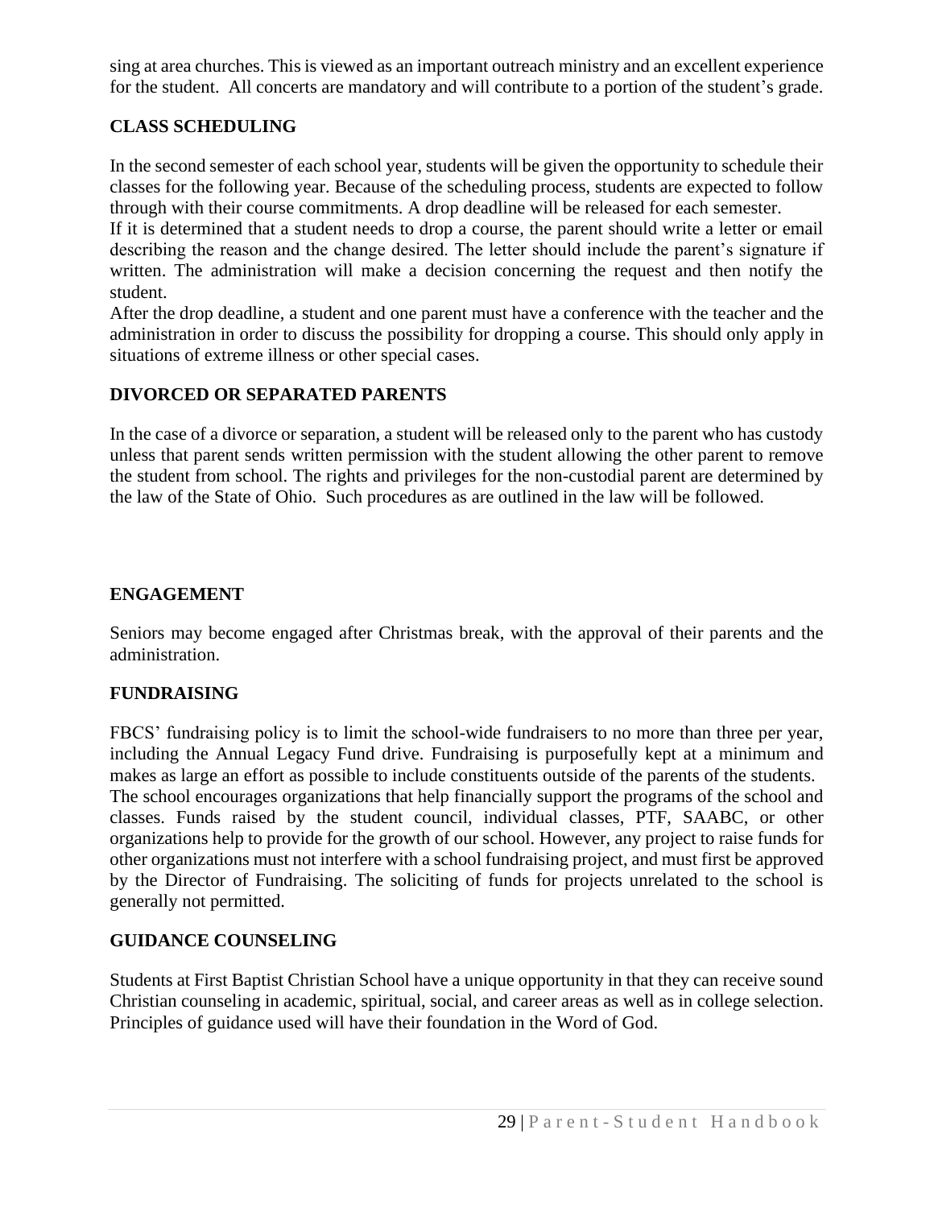sing at area churches. This is viewed as an important outreach ministry and an excellent experience for the student. All concerts are mandatory and will contribute to a portion of the student's grade.

## CLASS SCHEDULING

In the second semester of each school year, students will be given the opportunity to schedule their classes for the following year. Because of the scheduling process, students are expected to follow through with their course commitments. A drop deadline will be released for each semester.
If it is determined that a student needs to drop a course, the parent should write a letter or email describing the reason and the change desired. The letter should include the parent's signature if written. The administration will make a decision concerning the request and then notify the student.
After the drop deadline, a student and one parent must have a conference with the teacher and the administration in order to discuss the possibility for dropping a course. This should only apply in situations of extreme illness or other special cases.

## DIVORCED OR SEPARATED PARENTS

In the case of a divorce or separation, a student will be released only to the parent who has custody unless that parent sends written permission with the student allowing the other parent to remove the student from school. The rights and privileges for the non-custodial parent are determined by the law of the State of Ohio. Such procedures as are outlined in the law will be followed.

## ENGAGEMENT

Seniors may become engaged after Christmas break, with the approval of their parents and the administration.

## FUNDRAISING

FBCS' fundraising policy is to limit the school-wide fundraisers to no more than three per year, including the Annual Legacy Fund drive. Fundraising is purposefully kept at a minimum and makes as large an effort as possible to include constituents outside of the parents of the students.
The school encourages organizations that help financially support the programs of the school and classes. Funds raised by the student council, individual classes, PTF, SAABC, or other organizations help to provide for the growth of our school. However, any project to raise funds for other organizations must not interfere with a school fundraising project, and must first be approved by the Director of Fundraising. The soliciting of funds for projects unrelated to the school is generally not permitted.

## GUIDANCE COUNSELING

Students at First Baptist Christian School have a unique opportunity in that they can receive sound Christian counseling in academic, spiritual, social, and career areas as well as in college selection. Principles of guidance used will have their foundation in the Word of God.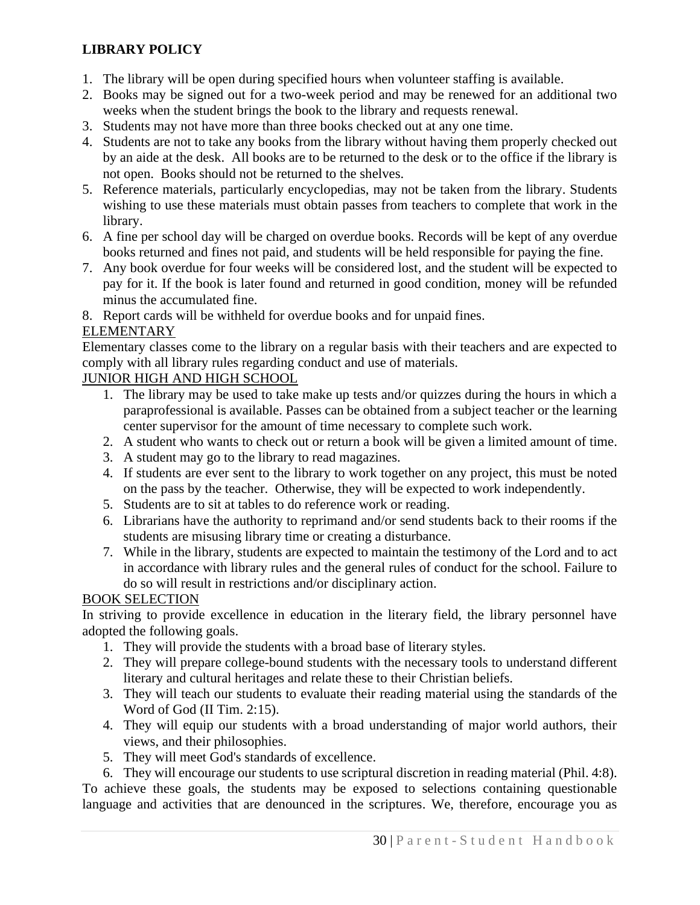**LIBRARY POLICY**

1. The library will be open during specified hours when volunteer staffing is available.
2. Books may be signed out for a two-week period and may be renewed for an additional two weeks when the student brings the book to the library and requests renewal.
3. Students may not have more than three books checked out at any one time.
4. Students are not to take any books from the library without having them properly checked out by an aide at the desk. All books are to be returned to the desk or to the office if the library is not open. Books should not be returned to the shelves.
5. Reference materials, particularly encyclopedias, may not be taken from the library. Students wishing to use these materials must obtain passes from teachers to complete that work in the library.
6. A fine per school day will be charged on overdue books. Records will be kept of any overdue books returned and fines not paid, and students will be held responsible for paying the fine.
7. Any book overdue for four weeks will be considered lost, and the student will be expected to pay for it. If the book is later found and returned in good condition, money will be refunded minus the accumulated fine.
8. Report cards will be withheld for overdue books and for unpaid fines.

<u>ELEMENTARY</u>

Elementary classes come to the library on a regular basis with their teachers and are expected to comply with all library rules regarding conduct and use of materials.

<u>JUNIOR HIGH AND HIGH SCHOOL</u>

1. The library may be used to take make up tests and/or quizzes during the hours in which a paraprofessional is available. Passes can be obtained from a subject teacher or the learning center supervisor for the amount of time necessary to complete such work.
2. A student who wants to check out or return a book will be given a limited amount of time.
3. A student may go to the library to read magazines.
4. If students are ever sent to the library to work together on any project, this must be noted on the pass by the teacher. Otherwise, they will be expected to work independently.
5. Students are to sit at tables to do reference work or reading.
6. Librarians have the authority to reprimand and/or send students back to their rooms if the students are misusing library time or creating a disturbance.
7. While in the library, students are expected to maintain the testimony of the Lord and to act in accordance with library rules and the general rules of conduct for the school. Failure to do so will result in restrictions and/or disciplinary action.

<u>BOOK SELECTION</u>

In striving to provide excellence in education in the literary field, the library personnel have adopted the following goals.

1. They will provide the students with a broad base of literary styles.
2. They will prepare college-bound students with the necessary tools to understand different literary and cultural heritages and relate these to their Christian beliefs.
3. They will teach our students to evaluate their reading material using the standards of the Word of God (II Tim. 2:15).
4. They will equip our students with a broad understanding of major world authors, their views, and their philosophies.
5. They will meet God's standards of excellence.
6. They will encourage our students to use scriptural discretion in reading material (Phil. 4:8).

To achieve these goals, the students may be exposed to selections containing questionable language and activities that are denounced in the scriptures. We, therefore, encourage you as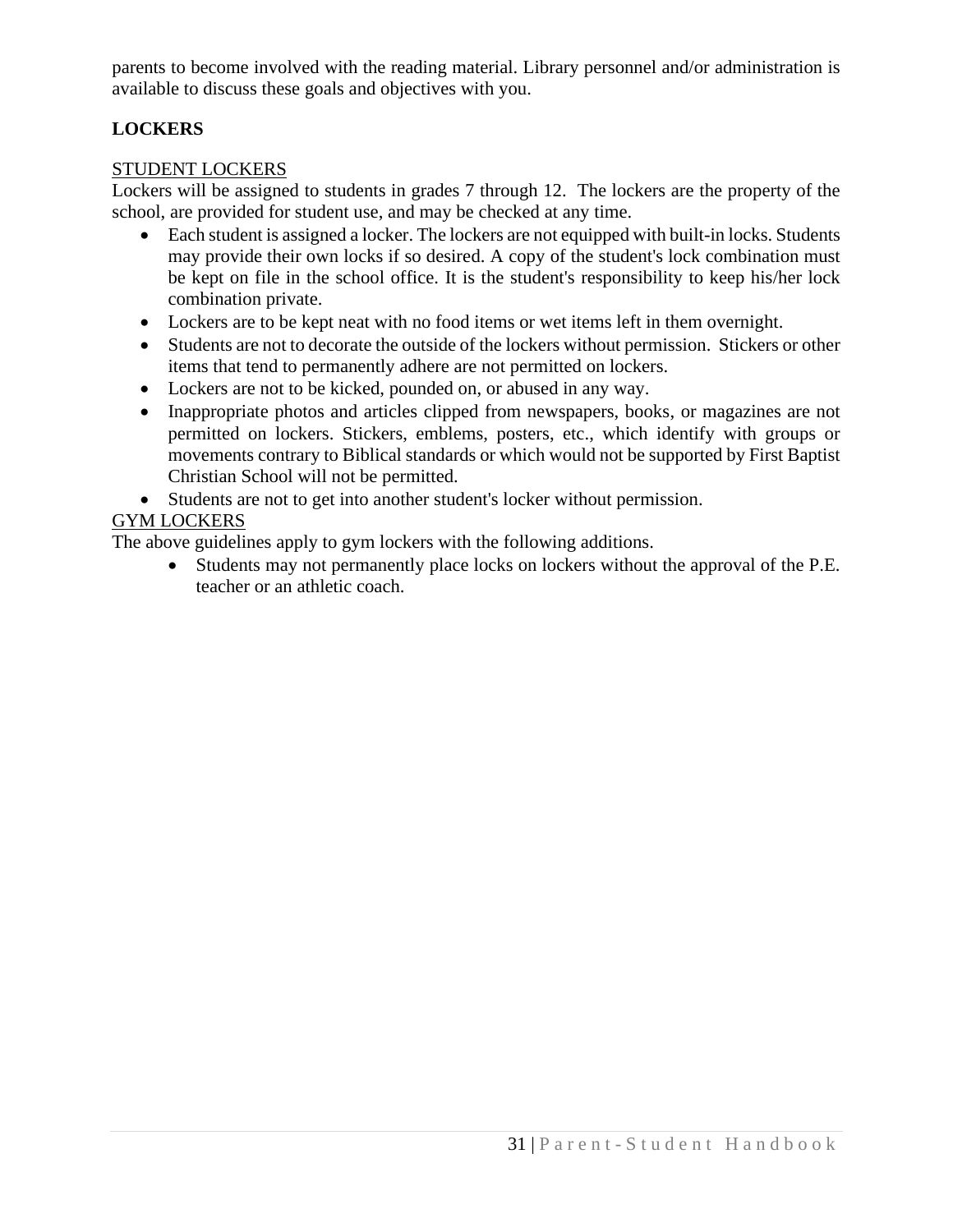parents to become involved with the reading material. Library personnel and/or administration is available to discuss these goals and objectives with you.

## LOCKERS

STUDENT LOCKERS

Lockers will be assigned to students in grades 7 through 12. The lockers are the property of the school, are provided for student use, and may be checked at any time.

- Each student is assigned a locker. The lockers are not equipped with built-in locks. Students may provide their own locks if so desired. A copy of the student's lock combination must be kept on file in the school office. It is the student's responsibility to keep his/her lock combination private.
- Lockers are to be kept neat with no food items or wet items left in them overnight.
- Students are not to decorate the outside of the lockers without permission. Stickers or other items that tend to permanently adhere are not permitted on lockers.
- Lockers are not to be kicked, pounded on, or abused in any way.
- Inappropriate photos and articles clipped from newspapers, books, or magazines are not permitted on lockers. Stickers, emblems, posters, etc., which identify with groups or movements contrary to Biblical standards or which would not be supported by First Baptist Christian School will not be permitted.
- Students are not to get into another student's locker without permission.

GYM LOCKERS

The above guidelines apply to gym lockers with the following additions.

- Students may not permanently place locks on lockers without the approval of the P.E. teacher or an athletic coach.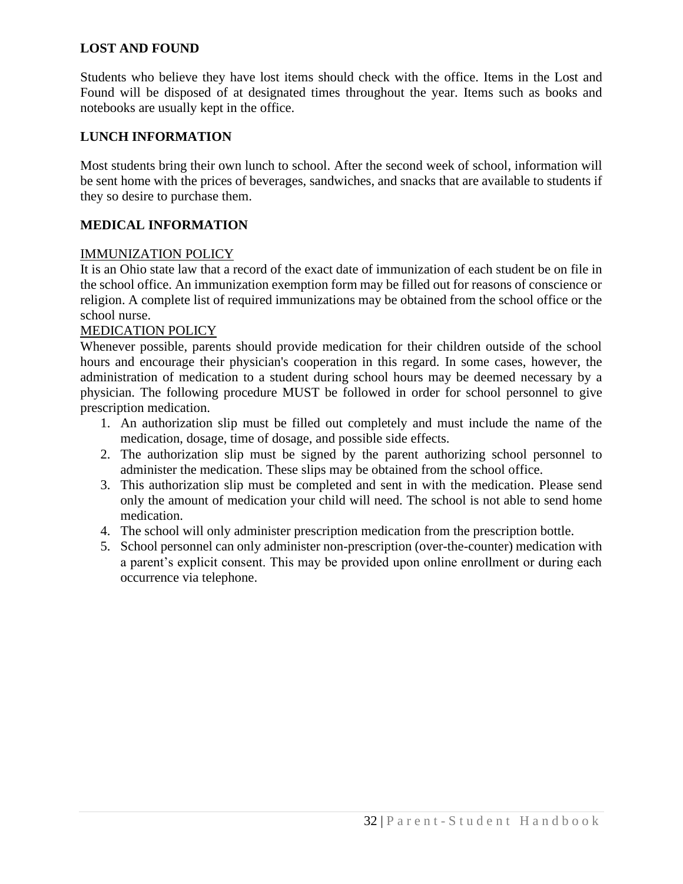## LOST AND FOUND

Students who believe they have lost items should check with the office. Items in the Lost and Found will be disposed of at designated times throughout the year. Items such as books and notebooks are usually kept in the office.

## LUNCH INFORMATION

Most students bring their own lunch to school. After the second week of school, information will be sent home with the prices of beverages, sandwiches, and snacks that are available to students if they so desire to purchase them.

## MEDICAL INFORMATION

### IMMUNIZATION POLICY

It is an Ohio state law that a record of the exact date of immunization of each student be on file in the school office. An immunization exemption form may be filled out for reasons of conscience or religion. A complete list of required immunizations may be obtained from the school office or the school nurse.

### MEDICATION POLICY

Whenever possible, parents should provide medication for their children outside of the school hours and encourage their physician's cooperation in this regard. In some cases, however, the administration of medication to a student during school hours may be deemed necessary by a physician. The following procedure MUST be followed in order for school personnel to give prescription medication.

1. An authorization slip must be filled out completely and must include the name of the medication, dosage, time of dosage, and possible side effects.
2. The authorization slip must be signed by the parent authorizing school personnel to administer the medication. These slips may be obtained from the school office.
3. This authorization slip must be completed and sent in with the medication. Please send only the amount of medication your child will need. The school is not able to send home medication.
4. The school will only administer prescription medication from the prescription bottle.
5. School personnel can only administer non-prescription (over-the-counter) medication with a parent's explicit consent. This may be provided upon online enrollment or during each occurrence via telephone.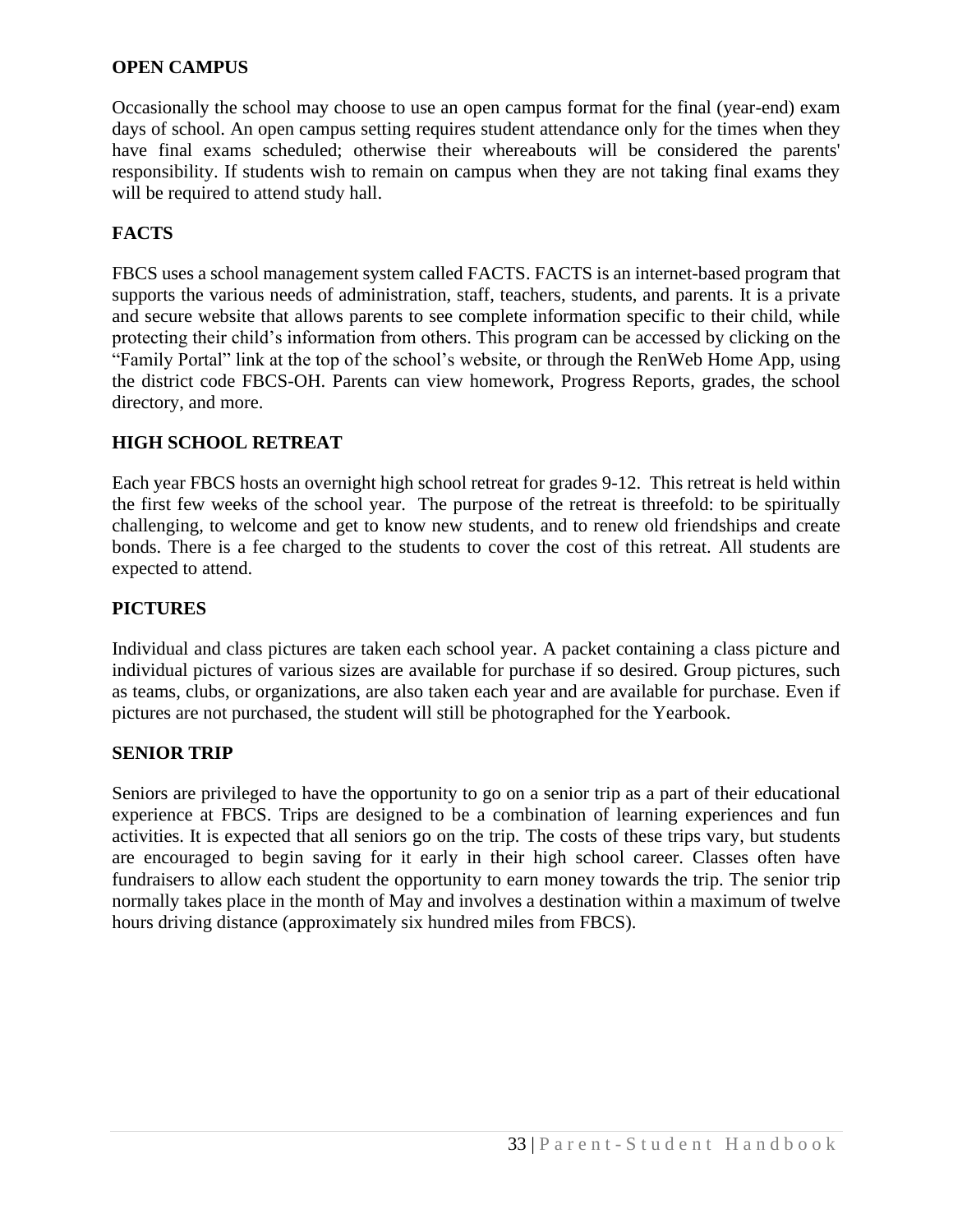## OPEN CAMPUS

Occasionally the school may choose to use an open campus format for the final (year-end) exam days of school. An open campus setting requires student attendance only for the times when they have final exams scheduled; otherwise their whereabouts will be considered the parents' responsibility. If students wish to remain on campus when they are not taking final exams they will be required to attend study hall.

## FACTS

FBCS uses a school management system called FACTS. FACTS is an internet-based program that supports the various needs of administration, staff, teachers, students, and parents. It is a private and secure website that allows parents to see complete information specific to their child, while protecting their child's information from others. This program can be accessed by clicking on the "Family Portal" link at the top of the school's website, or through the RenWeb Home App, using the district code FBCS-OH. Parents can view homework, Progress Reports, grades, the school directory, and more.

## HIGH SCHOOL RETREAT

Each year FBCS hosts an overnight high school retreat for grades 9-12. This retreat is held within the first few weeks of the school year. The purpose of the retreat is threefold: to be spiritually challenging, to welcome and get to know new students, and to renew old friendships and create bonds. There is a fee charged to the students to cover the cost of this retreat. All students are expected to attend.

## PICTURES

Individual and class pictures are taken each school year. A packet containing a class picture and individual pictures of various sizes are available for purchase if so desired. Group pictures, such as teams, clubs, or organizations, are also taken each year and are available for purchase. Even if pictures are not purchased, the student will still be photographed for the Yearbook.

## SENIOR TRIP

Seniors are privileged to have the opportunity to go on a senior trip as a part of their educational experience at FBCS. Trips are designed to be a combination of learning experiences and fun activities. It is expected that all seniors go on the trip. The costs of these trips vary, but students are encouraged to begin saving for it early in their high school career. Classes often have fundraisers to allow each student the opportunity to earn money towards the trip. The senior trip normally takes place in the month of May and involves a destination within a maximum of twelve hours driving distance (approximately six hundred miles from FBCS).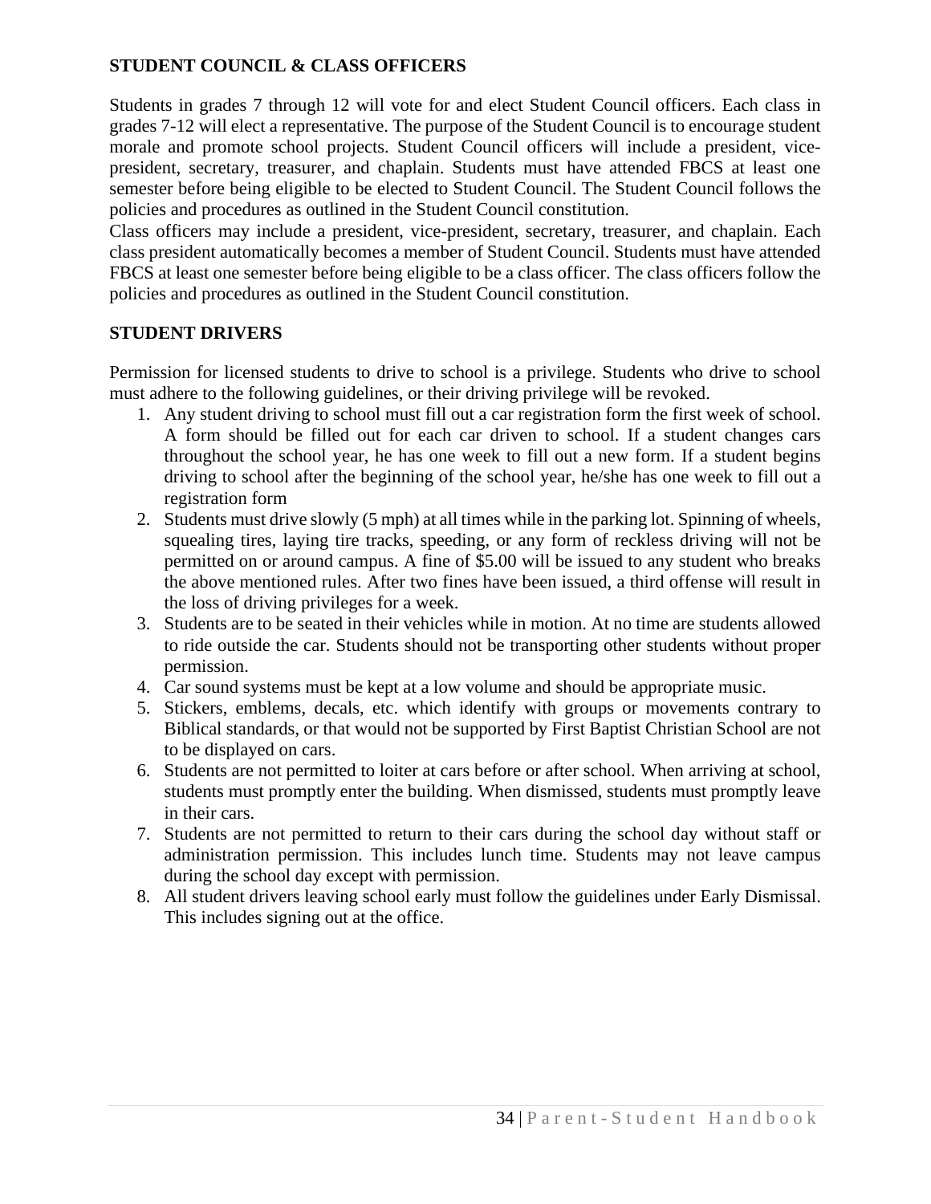**STUDENT COUNCIL & CLASS OFFICERS**

Students in grades 7 through 12 will vote for and elect Student Council officers. Each class in grades 7-12 will elect a representative. The purpose of the Student Council is to encourage student morale and promote school projects. Student Council officers will include a president, vice-president, secretary, treasurer, and chaplain. Students must have attended FBCS at least one semester before being eligible to be elected to Student Council. The Student Council follows the policies and procedures as outlined in the Student Council constitution.

Class officers may include a president, vice-president, secretary, treasurer, and chaplain. Each class president automatically becomes a member of Student Council. Students must have attended FBCS at least one semester before being eligible to be a class officer. The class officers follow the policies and procedures as outlined in the Student Council constitution.

**STUDENT DRIVERS**

Permission for licensed students to drive to school is a privilege. Students who drive to school must adhere to the following guidelines, or their driving privilege will be revoked.

1. Any student driving to school must fill out a car registration form the first week of school. A form should be filled out for each car driven to school. If a student changes cars throughout the school year, he has one week to fill out a new form. If a student begins driving to school after the beginning of the school year, he/she has one week to fill out a registration form
2. Students must drive slowly (5 mph) at all times while in the parking lot. Spinning of wheels, squealing tires, laying tire tracks, speeding, or any form of reckless driving will not be permitted on or around campus. A fine of $5.00 will be issued to any student who breaks the above mentioned rules. After two fines have been issued, a third offense will result in the loss of driving privileges for a week.
3. Students are to be seated in their vehicles while in motion. At no time are students allowed to ride outside the car. Students should not be transporting other students without proper permission.
4. Car sound systems must be kept at a low volume and should be appropriate music.
5. Stickers, emblems, decals, etc. which identify with groups or movements contrary to Biblical standards, or that would not be supported by First Baptist Christian School are not to be displayed on cars.
6. Students are not permitted to loiter at cars before or after school. When arriving at school, students must promptly enter the building. When dismissed, students must promptly leave in their cars.
7. Students are not permitted to return to their cars during the school day without staff or administration permission. This includes lunch time. Students may not leave campus during the school day except with permission.
8. All student drivers leaving school early must follow the guidelines under Early Dismissal. This includes signing out at the office.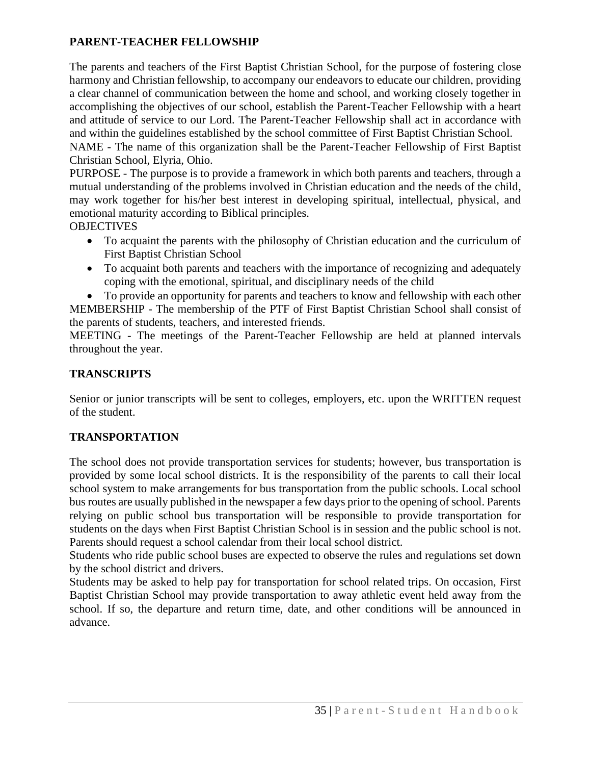## PARENT-TEACHER FELLOWSHIP

The parents and teachers of the First Baptist Christian School, for the purpose of fostering close harmony and Christian fellowship, to accompany our endeavors to educate our children, providing a clear channel of communication between the home and school, and working closely together in accomplishing the objectives of our school, establish the Parent-Teacher Fellowship with a heart and attitude of service to our Lord. The Parent-Teacher Fellowship shall act in accordance with and within the guidelines established by the school committee of First Baptist Christian School.

NAME - The name of this organization shall be the Parent-Teacher Fellowship of First Baptist Christian School, Elyria, Ohio.

PURPOSE - The purpose is to provide a framework in which both parents and teachers, through a mutual understanding of the problems involved in Christian education and the needs of the child, may work together for his/her best interest in developing spiritual, intellectual, physical, and emotional maturity according to Biblical principles.

OBJECTIVES

- To acquaint the parents with the philosophy of Christian education and the curriculum of First Baptist Christian School
- To acquaint both parents and teachers with the importance of recognizing and adequately coping with the emotional, spiritual, and disciplinary needs of the child
- To provide an opportunity for parents and teachers to know and fellowship with each other

MEMBERSHIP - The membership of the PTF of First Baptist Christian School shall consist of the parents of students, teachers, and interested friends.

MEETING - The meetings of the Parent-Teacher Fellowship are held at planned intervals throughout the year.

## TRANSCRIPTS

Senior or junior transcripts will be sent to colleges, employers, etc. upon the WRITTEN request of the student.

## TRANSPORTATION

The school does not provide transportation services for students; however, bus transportation is provided by some local school districts. It is the responsibility of the parents to call their local school system to make arrangements for bus transportation from the public schools. Local school bus routes are usually published in the newspaper a few days prior to the opening of school. Parents relying on public school bus transportation will be responsible to provide transportation for students on the days when First Baptist Christian School is in session and the public school is not. Parents should request a school calendar from their local school district.

Students who ride public school buses are expected to observe the rules and regulations set down by the school district and drivers.

Students may be asked to help pay for transportation for school related trips. On occasion, First Baptist Christian School may provide transportation to away athletic event held away from the school. If so, the departure and return time, date, and other conditions will be announced in advance.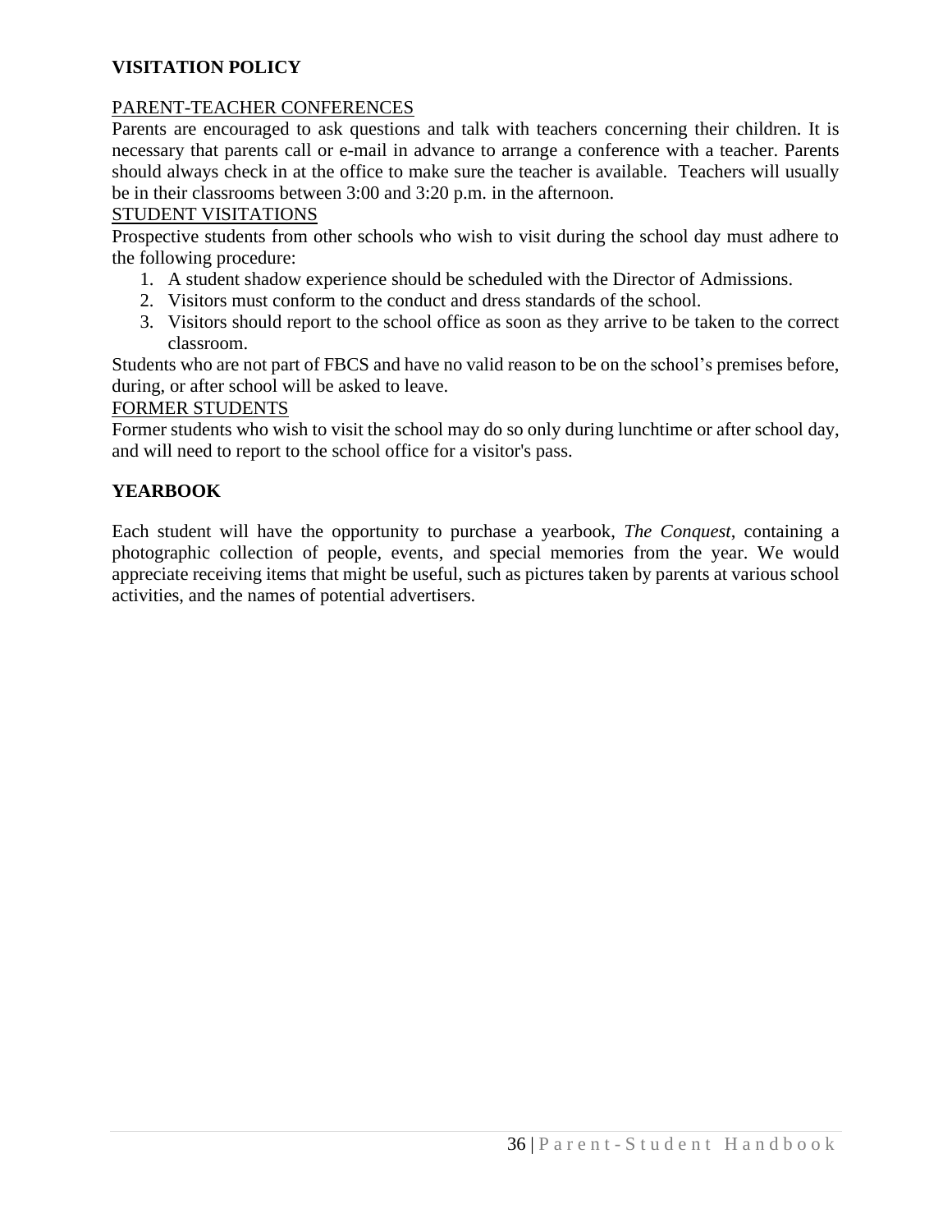## VISITATION POLICY

### PARENT-TEACHER CONFERENCES

Parents are encouraged to ask questions and talk with teachers concerning their children. It is necessary that parents call or e-mail in advance to arrange a conference with a teacher. Parents should always check in at the office to make sure the teacher is available. Teachers will usually be in their classrooms between 3:00 and 3:20 p.m. in the afternoon.

### STUDENT VISITATIONS

Prospective students from other schools who wish to visit during the school day must adhere to the following procedure:

1. A student shadow experience should be scheduled with the Director of Admissions.
2. Visitors must conform to the conduct and dress standards of the school.
3. Visitors should report to the school office as soon as they arrive to be taken to the correct classroom.

Students who are not part of FBCS and have no valid reason to be on the school's premises before, during, or after school will be asked to leave.

### FORMER STUDENTS

Former students who wish to visit the school may do so only during lunchtime or after school day, and will need to report to the school office for a visitor's pass.

## YEARBOOK

Each student will have the opportunity to purchase a yearbook, *The Conquest*, containing a photographic collection of people, events, and special memories from the year. We would appreciate receiving items that might be useful, such as pictures taken by parents at various school activities, and the names of potential advertisers.